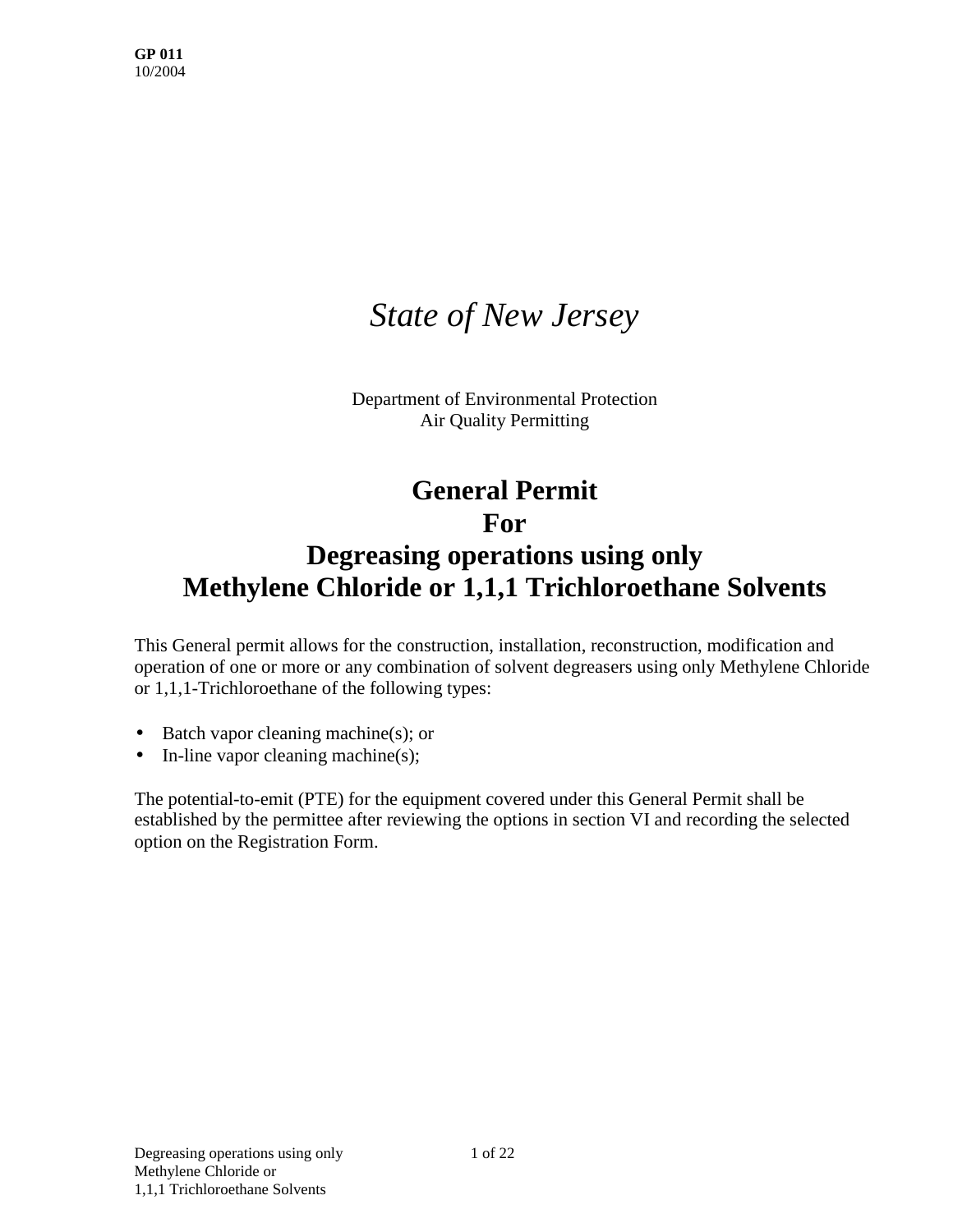**GP 011**
10/2004

*State of New Jersey*

Department of Environmental Protection
Air Quality Permitting

# General Permit
# For
# Degreasing operations using only
# Methylene Chloride or 1,1,1 Trichloroethane Solvents

This General permit allows for the construction, installation, reconstruction, modification and operation of one or more or any combination of solvent degreasers using only Methylene Chloride or 1,1,1-Trichloroethane of the following types:

- Batch vapor cleaning machine(s); or
- In-line vapor cleaning machine(s);

The potential-to-emit (PTE) for the equipment covered under this General Permit shall be established by the permittee after reviewing the options in section VI and recording the selected option on the Registration Form.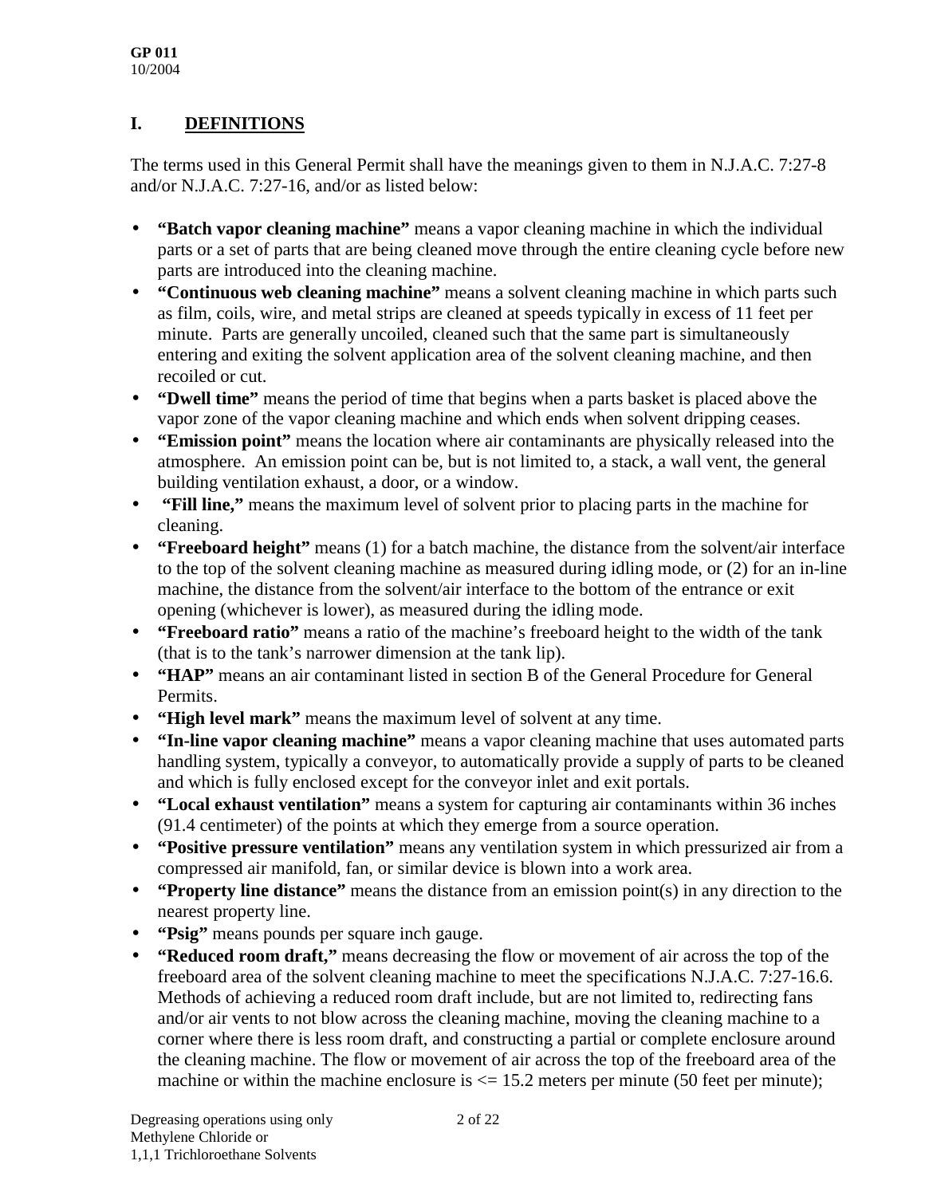## I. DEFINITIONS

The terms used in this General Permit shall have the meanings given to them in N.J.A.C. 7:27-8 and/or N.J.A.C. 7:27-16, and/or as listed below:

- **"Batch vapor cleaning machine"** means a vapor cleaning machine in which the individual parts or a set of parts that are being cleaned move through the entire cleaning cycle before new parts are introduced into the cleaning machine.
- **"Continuous web cleaning machine"** means a solvent cleaning machine in which parts such as film, coils, wire, and metal strips are cleaned at speeds typically in excess of 11 feet per minute. Parts are generally uncoiled, cleaned such that the same part is simultaneously entering and exiting the solvent application area of the solvent cleaning machine, and then recoiled or cut.
- **"Dwell time"** means the period of time that begins when a parts basket is placed above the vapor zone of the vapor cleaning machine and which ends when solvent dripping ceases.
- **"Emission point"** means the location where air contaminants are physically released into the atmosphere. An emission point can be, but is not limited to, a stack, a wall vent, the general building ventilation exhaust, a door, or a window.
- **"Fill line,"** means the maximum level of solvent prior to placing parts in the machine for cleaning.
- **"Freeboard height"** means (1) for a batch machine, the distance from the solvent/air interface to the top of the solvent cleaning machine as measured during idling mode, or (2) for an in-line machine, the distance from the solvent/air interface to the bottom of the entrance or exit opening (whichever is lower), as measured during the idling mode.
- **"Freeboard ratio"** means a ratio of the machine's freeboard height to the width of the tank (that is to the tank's narrower dimension at the tank lip).
- **"HAP"** means an air contaminant listed in section B of the General Procedure for General Permits.
- **"High level mark"** means the maximum level of solvent at any time.
- **"In-line vapor cleaning machine"** means a vapor cleaning machine that uses automated parts handling system, typically a conveyor, to automatically provide a supply of parts to be cleaned and which is fully enclosed except for the conveyor inlet and exit portals.
- **"Local exhaust ventilation"** means a system for capturing air contaminants within 36 inches (91.4 centimeter) of the points at which they emerge from a source operation.
- **"Positive pressure ventilation"** means any ventilation system in which pressurized air from a compressed air manifold, fan, or similar device is blown into a work area.
- **"Property line distance"** means the distance from an emission point(s) in any direction to the nearest property line.
- **"Psig"** means pounds per square inch gauge.
- **"Reduced room draft,"** means decreasing the flow or movement of air across the top of the freeboard area of the solvent cleaning machine to meet the specifications N.J.A.C. 7:27-16.6. Methods of achieving a reduced room draft include, but are not limited to, redirecting fans and/or air vents to not blow across the cleaning machine, moving the cleaning machine to a corner where there is less room draft, and constructing a partial or complete enclosure around the cleaning machine. The flow or movement of air across the top of the freeboard area of the machine or within the machine enclosure is <= 15.2 meters per minute (50 feet per minute);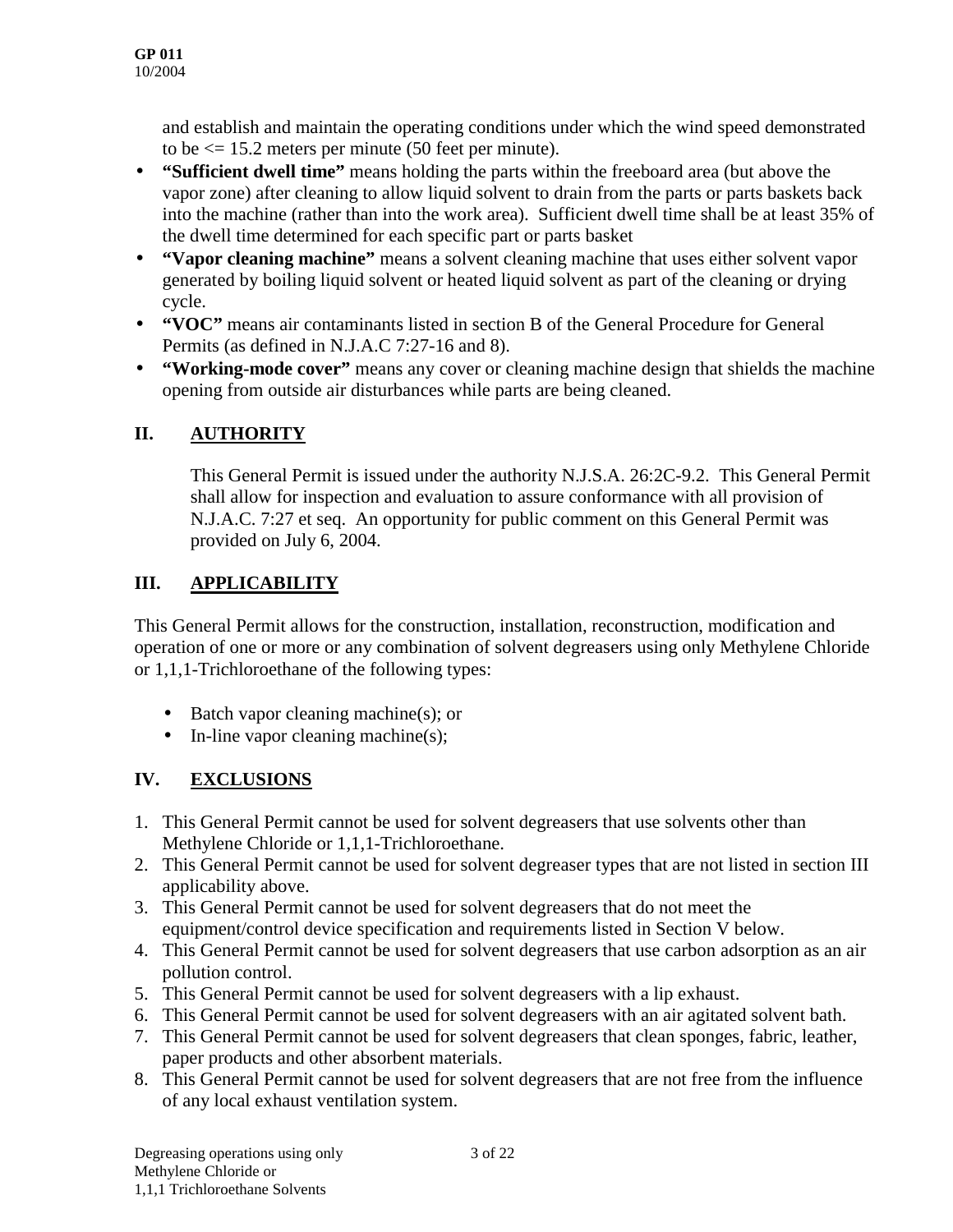and establish and maintain the operating conditions under which the wind speed demonstrated to be <= 15.2 meters per minute (50 feet per minute).

- **"Sufficient dwell time"** means holding the parts within the freeboard area (but above the vapor zone) after cleaning to allow liquid solvent to drain from the parts or parts baskets back into the machine (rather than into the work area). Sufficient dwell time shall be at least 35% of the dwell time determined for each specific part or parts basket
- **"Vapor cleaning machine"** means a solvent cleaning machine that uses either solvent vapor generated by boiling liquid solvent or heated liquid solvent as part of the cleaning or drying cycle.
- **"VOC"** means air contaminants listed in section B of the General Procedure for General Permits (as defined in N.J.A.C 7:27-16 and 8).
- **"Working-mode cover"** means any cover or cleaning machine design that shields the machine opening from outside air disturbances while parts are being cleaned.

## II. AUTHORITY

This General Permit is issued under the authority N.J.S.A. 26:2C-9.2. This General Permit shall allow for inspection and evaluation to assure conformance with all provision of N.J.A.C. 7:27 et seq. An opportunity for public comment on this General Permit was provided on July 6, 2004.

## III. APPLICABILITY

This General Permit allows for the construction, installation, reconstruction, modification and operation of one or more or any combination of solvent degreasers using only Methylene Chloride or 1,1,1-Trichloroethane of the following types:

- Batch vapor cleaning machine(s); or
- In-line vapor cleaning machine(s);

## IV. EXCLUSIONS

1. This General Permit cannot be used for solvent degreasers that use solvents other than Methylene Chloride or 1,1,1-Trichloroethane.
2. This General Permit cannot be used for solvent degreaser types that are not listed in section III applicability above.
3. This General Permit cannot be used for solvent degreasers that do not meet the equipment/control device specification and requirements listed in Section V below.
4. This General Permit cannot be used for solvent degreasers that use carbon adsorption as an air pollution control.
5. This General Permit cannot be used for solvent degreasers with a lip exhaust.
6. This General Permit cannot be used for solvent degreasers with an air agitated solvent bath.
7. This General Permit cannot be used for solvent degreasers that clean sponges, fabric, leather, paper products and other absorbent materials.
8. This General Permit cannot be used for solvent degreasers that are not free from the influence of any local exhaust ventilation system.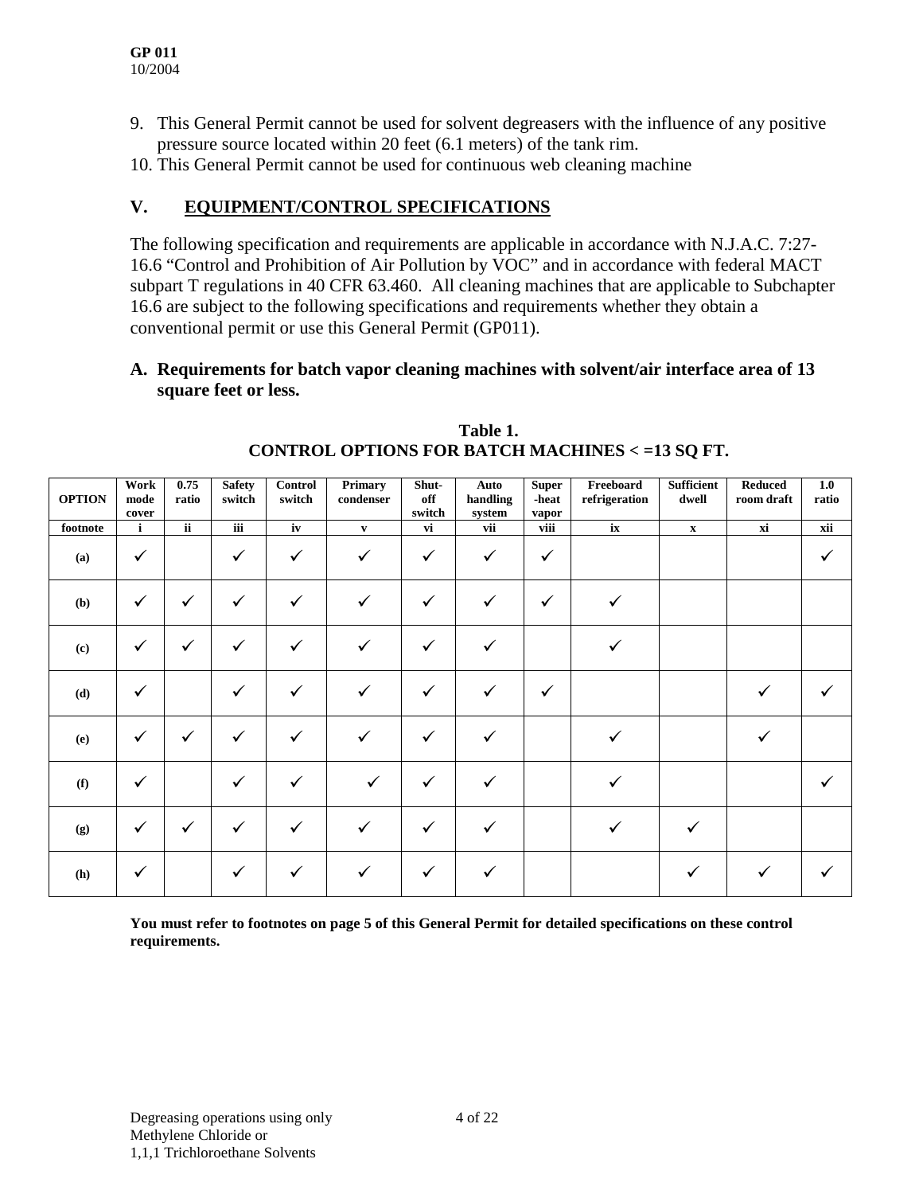9. This General Permit cannot be used for solvent degreasers with the influence of any positive pressure source located within 20 feet (6.1 meters) of the tank rim.
10. This General Permit cannot be used for continuous web cleaning machine

## V. EQUIPMENT/CONTROL SPECIFICATIONS

The following specification and requirements are applicable in accordance with N.J.A.C. 7:27-16.6 "Control and Prohibition of Air Pollution by VOC" and in accordance with federal MACT subpart T regulations in 40 CFR 63.460. All cleaning machines that are applicable to Subchapter 16.6 are subject to the following specifications and requirements whether they obtain a conventional permit or use this General Permit (GP011).

### A. Requirements for batch vapor cleaning machines with solvent/air interface area of 13 square feet or less.

**Table 1.**
**CONTROL OPTIONS FOR BATCH MACHINES < =13 SQ FT.**

| OPTION | Work mode cover | 0.75 ratio | Safety switch | Control switch | Primary condenser | Shut-off switch | Auto handling system | Super-heat vapor | Freeboard refrigeration | Sufficient dwell | Reduced room draft | 1.0 ratio |
|---|---|---|---|---|---|---|---|---|---|---|---|---|
| footnote | i | ii | iii | iv | v | vi | vii | viii | ix | x | xi | xii |
| (a) | ✓ | | ✓ | ✓ | ✓ | ✓ | ✓ | ✓ | | | | ✓ |
| (b) | ✓ | ✓ | ✓ | ✓ | ✓ | ✓ | ✓ | ✓ | ✓ | | | |
| (c) | ✓ | ✓ | ✓ | ✓ | ✓ | ✓ | ✓ | | ✓ | | | |
| (d) | ✓ | | ✓ | ✓ | ✓ | ✓ | ✓ | ✓ | | | ✓ | ✓ |
| (e) | ✓ | ✓ | ✓ | ✓ | ✓ | ✓ | ✓ | | ✓ | | ✓ | |
| (f) | ✓ | | ✓ | ✓ | ✓ | ✓ | ✓ | | ✓ | | | ✓ |
| (g) | ✓ | ✓ | ✓ | ✓ | ✓ | ✓ | ✓ | | ✓ | ✓ | | |
| (h) | ✓ | | ✓ | ✓ | ✓ | ✓ | ✓ | | | ✓ | ✓ | ✓ |

**You must refer to footnotes on page 5 of this General Permit for detailed specifications on these control requirements.**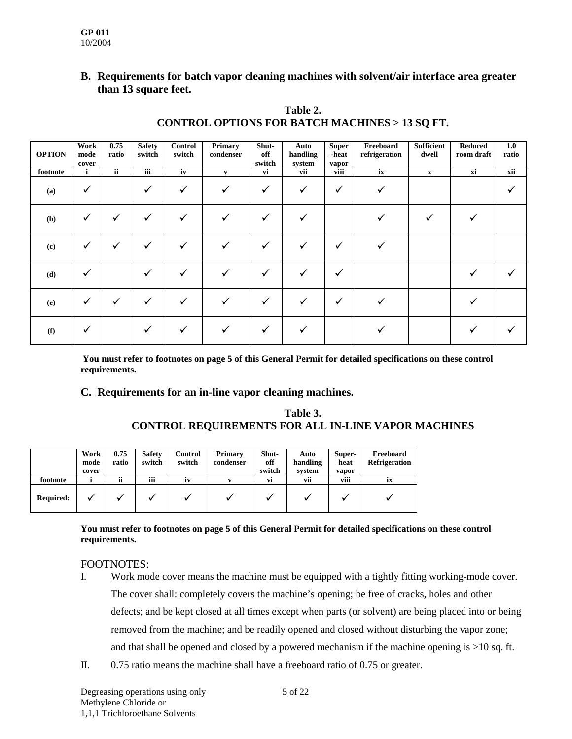**GP 011**
10/2004

## B. Requirements for batch vapor cleaning machines with solvent/air interface area greater than 13 square feet.

**Table 2.**
**CONTROL OPTIONS FOR BATCH MACHINES > 13 SQ FT.**

| OPTION | Work mode cover | 0.75 ratio | Safety switch | Control switch | Primary condenser | Shut-off switch | Auto handling system | Super -heat vapor | Freeboard refrigeration | Sufficient dwell | Reduced room draft | 1.0 ratio |
|---|---|---|---|---|---|---|---|---|---|---|---|---|
| footnote | i | ii | iii | iv | v | vi | vii | viii | ix | x | xi | xii |
| (a) | ✓ | | ✓ | ✓ | ✓ | ✓ | ✓ | ✓ | ✓ | | | ✓ |
| (b) | ✓ | ✓ | ✓ | ✓ | ✓ | ✓ | ✓ | | ✓ | ✓ | ✓ | |
| (c) | ✓ | ✓ | ✓ | ✓ | ✓ | ✓ | ✓ | ✓ | ✓ | | | |
| (d) | ✓ | | ✓ | ✓ | ✓ | ✓ | ✓ | ✓ | | | ✓ | ✓ |
| (e) | ✓ | ✓ | ✓ | ✓ | ✓ | ✓ | ✓ | ✓ | ✓ | | ✓ | |
| (f) | ✓ | | ✓ | ✓ | ✓ | ✓ | ✓ | | ✓ | | ✓ | ✓ |

**You must refer to footnotes on page 5 of this General Permit for detailed specifications on these control requirements.**

## C. Requirements for an in-line vapor cleaning machines.

**Table 3.**
**CONTROL REQUIREMENTS FOR ALL IN-LINE VAPOR MACHINES**

| | Work mode cover | 0.75 ratio | Safety switch | Control switch | Primary condenser | Shut-off switch | Auto handling system | Super-heat vapor | Freeboard Refrigeration |
|---|---|---|---|---|---|---|---|---|---|
| footnote | i | ii | iii | iv | v | vi | vii | viii | ix |
| Required: | ✓ | ✓ | ✓ | ✓ | ✓ | ✓ | ✓ | ✓ | ✓ |

**You must refer to footnotes on page 5 of this General Permit for detailed specifications on these control requirements.**

FOOTNOTES:

I. Work mode cover means the machine must be equipped with a tightly fitting working-mode cover. The cover shall: completely covers the machine's opening; be free of cracks, holes and other defects; and be kept closed at all times except when parts (or solvent) are being placed into or being removed from the machine; and be readily opened and closed without disturbing the vapor zone; and that shall be opened and closed by a powered mechanism if the machine opening is >10 sq. ft.

II. 0.75 ratio means the machine shall have a freeboard ratio of 0.75 or greater.

Degreasing operations using only Methylene Chloride or 1,1,1 Trichloroethane Solvents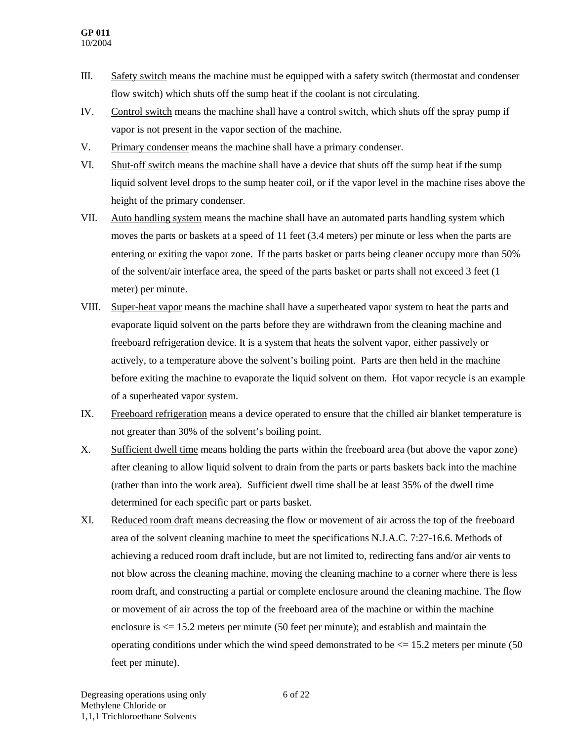III. Safety switch means the machine must be equipped with a safety switch (thermostat and condenser flow switch) which shuts off the sump heat if the coolant is not circulating.

IV. Control switch means the machine shall have a control switch, which shuts off the spray pump if vapor is not present in the vapor section of the machine.

V. Primary condenser means the machine shall have a primary condenser.

VI. Shut-off switch means the machine shall have a device that shuts off the sump heat if the sump liquid solvent level drops to the sump heater coil, or if the vapor level in the machine rises above the height of the primary condenser.

VII. Auto handling system means the machine shall have an automated parts handling system which moves the parts or baskets at a speed of 11 feet (3.4 meters) per minute or less when the parts are entering or exiting the vapor zone. If the parts basket or parts being cleaner occupy more than 50% of the solvent/air interface area, the speed of the parts basket or parts shall not exceed 3 feet (1 meter) per minute.

VIII. Super-heat vapor means the machine shall have a superheated vapor system to heat the parts and evaporate liquid solvent on the parts before they are withdrawn from the cleaning machine and freeboard refrigeration device. It is a system that heats the solvent vapor, either passively or actively, to a temperature above the solvent's boiling point. Parts are then held in the machine before exiting the machine to evaporate the liquid solvent on them. Hot vapor recycle is an example of a superheated vapor system.

IX. Freeboard refrigeration means a device operated to ensure that the chilled air blanket temperature is not greater than 30% of the solvent's boiling point.

X. Sufficient dwell time means holding the parts within the freeboard area (but above the vapor zone) after cleaning to allow liquid solvent to drain from the parts or parts baskets back into the machine (rather than into the work area). Sufficient dwell time shall be at least 35% of the dwell time determined for each specific part or parts basket.

XI. Reduced room draft means decreasing the flow or movement of air across the top of the freeboard area of the solvent cleaning machine to meet the specifications N.J.A.C. 7:27-16.6. Methods of achieving a reduced room draft include, but are not limited to, redirecting fans and/or air vents to not blow across the cleaning machine, moving the cleaning machine to a corner where there is less room draft, and constructing a partial or complete enclosure around the cleaning machine. The flow or movement of air across the top of the freeboard area of the machine or within the machine enclosure is <= 15.2 meters per minute (50 feet per minute); and establish and maintain the operating conditions under which the wind speed demonstrated to be <= 15.2 meters per minute (50 feet per minute).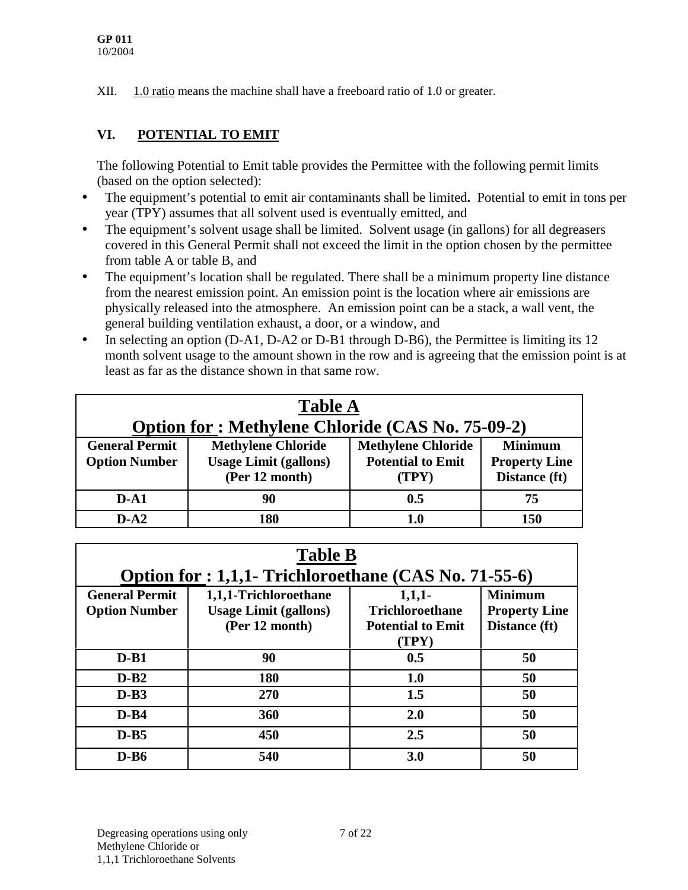XII. <u>1.0 ratio</u> means the machine shall have a freeboard ratio of 1.0 or greater.

## VI. POTENTIAL TO EMIT

The following Potential to Emit table provides the Permittee with the following permit limits (based on the option selected):

- The equipment's potential to emit air contaminants shall be limited**.** Potential to emit in tons per year (TPY) assumes that all solvent used is eventually emitted, and
- The equipment's solvent usage shall be limited. Solvent usage (in gallons) for all degreasers covered in this General Permit shall not exceed the limit in the option chosen by the permittee from table A or table B, and
- The equipment's location shall be regulated. There shall be a minimum property line distance from the nearest emission point. An emission point is the location where air emissions are physically released into the atmosphere. An emission point can be a stack, a wall vent, the general building ventilation exhaust, a door, or a window, and
- In selecting an option (D-A1, D-A2 or D-B1 through D-B6), the Permittee is limiting its 12 month solvent usage to the amount shown in the row and is agreeing that the emission point is at least as far as the distance shown in that same row.

**Table A**

**Option for : Methylene Chloride (CAS No. 75-09-2)**

| General Permit Option Number | Methylene Chloride Usage Limit (gallons) (Per 12 month) | Methylene Chloride Potential to Emit (TPY) | Minimum Property Line Distance (ft) |
|---|---|---|---|
| D-A1 | 90 | 0.5 | 75 |
| D-A2 | 180 | 1.0 | 150 |

**Table B**

**Option for : 1,1,1- Trichloroethane (CAS No. 71-55-6)**

| General Permit Option Number | 1,1,1-Trichloroethane Usage Limit (gallons) (Per 12 month) | 1,1,1-Trichloroethane Potential to Emit (TPY) | Minimum Property Line Distance (ft) |
|---|---|---|---|
| D-B1 | 90 | 0.5 | 50 |
| D-B2 | 180 | 1.0 | 50 |
| D-B3 | 270 | 1.5 | 50 |
| D-B4 | 360 | 2.0 | 50 |
| D-B5 | 450 | 2.5 | 50 |
| D-B6 | 540 | 3.0 | 50 |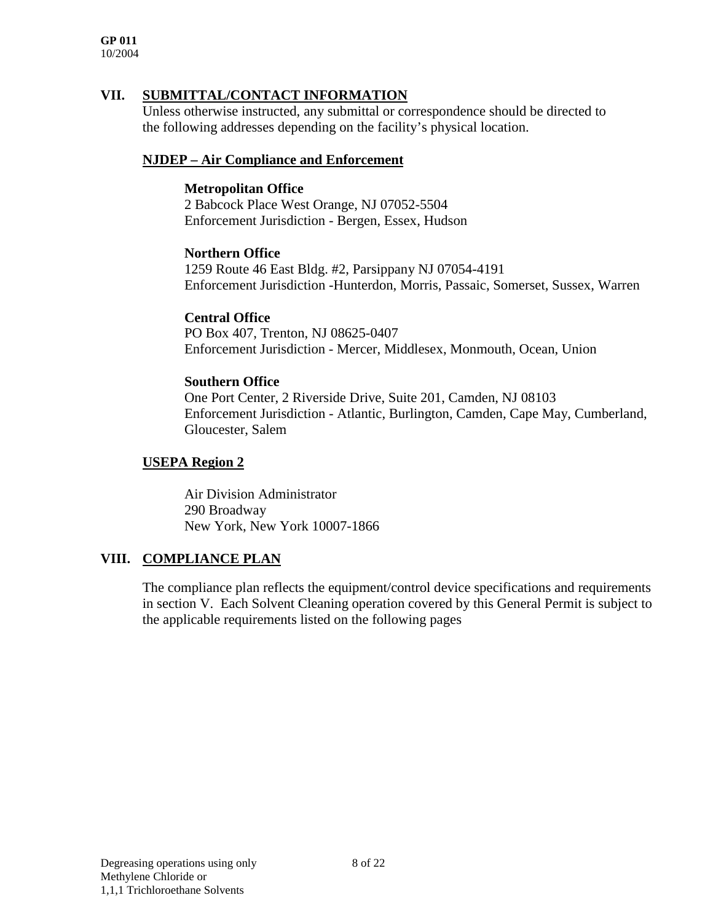## VII. SUBMITTAL/CONTACT INFORMATION

Unless otherwise instructed, any submittal or correspondence should be directed to the following addresses depending on the facility's physical location.

### NJDEP – Air Compliance and Enforcement

**Metropolitan Office**
2 Babcock Place West Orange, NJ 07052-5504
Enforcement Jurisdiction - Bergen, Essex, Hudson

**Northern Office**
1259 Route 46 East Bldg. #2, Parsippany NJ 07054-4191
Enforcement Jurisdiction -Hunterdon, Morris, Passaic, Somerset, Sussex, Warren

**Central Office**
PO Box 407, Trenton, NJ 08625-0407
Enforcement Jurisdiction - Mercer, Middlesex, Monmouth, Ocean, Union

**Southern Office**
One Port Center, 2 Riverside Drive, Suite 201, Camden, NJ 08103
Enforcement Jurisdiction - Atlantic, Burlington, Camden, Cape May, Cumberland, Gloucester, Salem

### USEPA Region 2

Air Division Administrator
290 Broadway
New York, New York 10007-1866

## VIII. COMPLIANCE PLAN

The compliance plan reflects the equipment/control device specifications and requirements in section V. Each Solvent Cleaning operation covered by this General Permit is subject to the applicable requirements listed on the following pages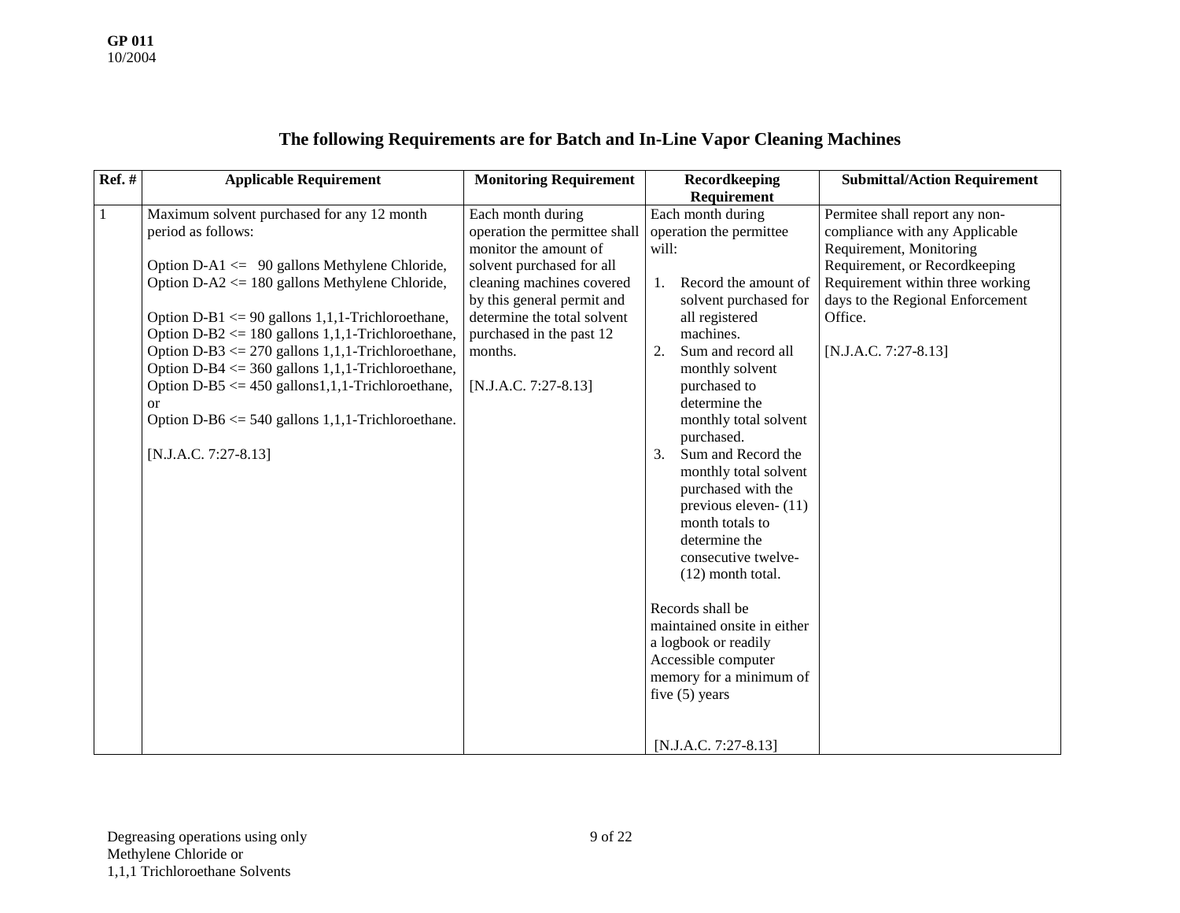## The following Requirements are for Batch and In-Line Vapor Cleaning Machines

| Ref. # | Applicable Requirement | Monitoring Requirement | Recordkeeping Requirement | Submittal/Action Requirement |
|---|---|---|---|---|
| 1 | Maximum solvent purchased for any 12 month period as follows:<br><br>Option D-A1 <= 90 gallons Methylene Chloride,<br>Option D-A2 <= 180 gallons Methylene Chloride,<br><br>Option D-B1 <= 90 gallons 1,1,1-Trichloroethane,<br>Option D-B2 <= 180 gallons 1,1,1-Trichloroethane,<br>Option D-B3 <= 270 gallons 1,1,1-Trichloroethane,<br>Option D-B4 <= 360 gallons 1,1,1-Trichloroethane,<br>Option D-B5 <= 450 gallons1,1,1-Trichloroethane, or<br>Option D-B6 <= 540 gallons 1,1,1-Trichloroethane.<br><br>[N.J.A.C. 7:27-8.13] | Each month during operation the permittee shall monitor the amount of solvent purchased for all cleaning machines covered by this general permit and determine the total solvent purchased in the past 12 months.<br><br>[N.J.A.C. 7:27-8.13] | Each month during operation the permittee will:<br><br>1. Record the amount of solvent purchased for all registered machines.<br>2. Sum and record all monthly solvent purchased to determine the monthly total solvent purchased.<br>3. Sum and Record the monthly total solvent purchased with the previous eleven- (11) month totals to determine the consecutive twelve- (12) month total.<br><br>Records shall be maintained onsite in either a logbook or readily Accessible computer memory for a minimum of five (5) years<br><br>[N.J.A.C. 7:27-8.13] | Permitee shall report any non-compliance with any Applicable Requirement, Monitoring Requirement, or Recordkeeping Requirement within three working days to the Regional Enforcement Office.<br><br>[N.J.A.C. 7:27-8.13] |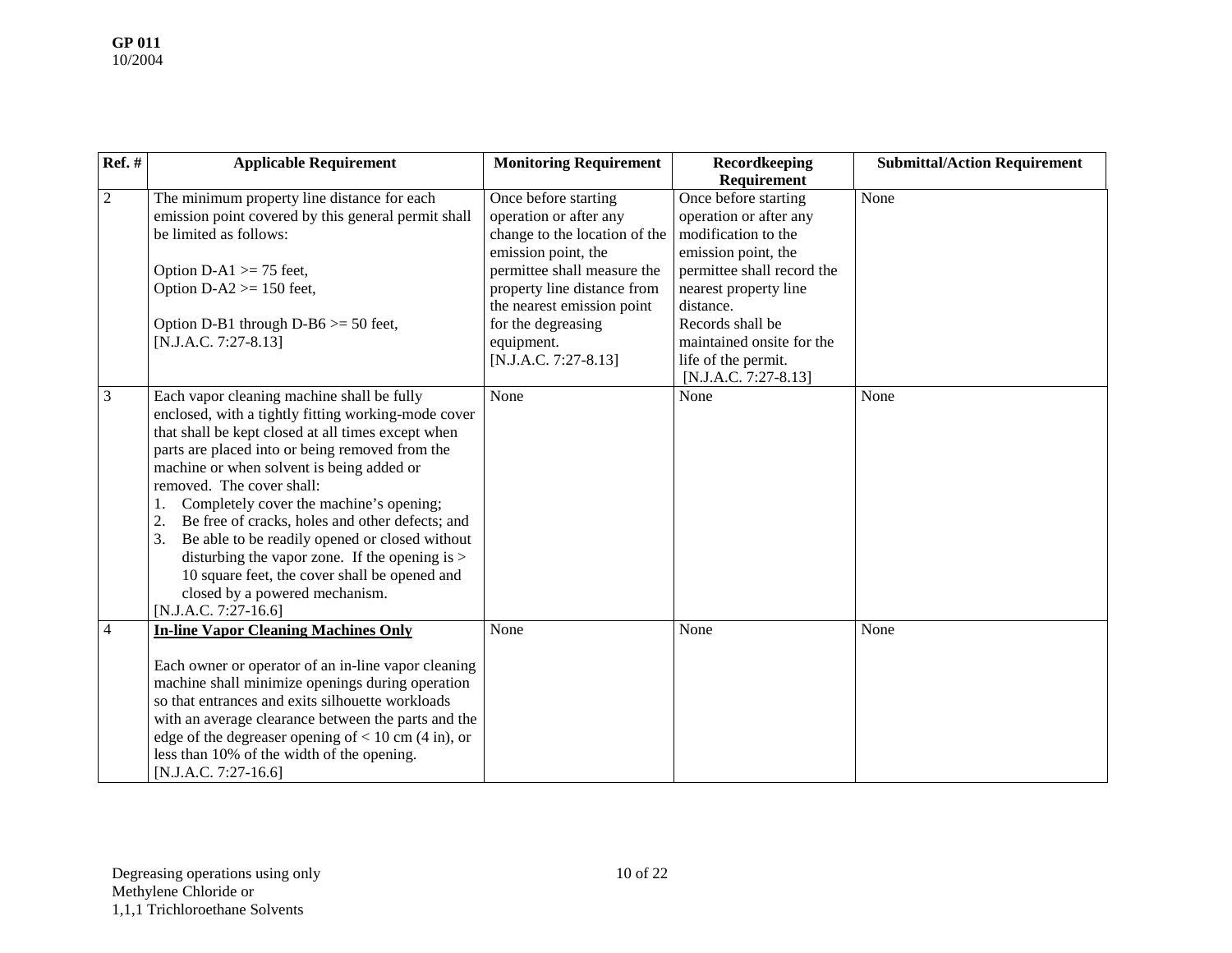| Ref. # | Applicable Requirement | Monitoring Requirement | Recordkeeping Requirement | Submittal/Action Requirement |
|---|---|---|---|---|
| 2 | The minimum property line distance for each emission point covered by this general permit shall be limited as follows:<br><br>Option D-A1 >= 75 feet,<br>Option D-A2 >= 150 feet,<br><br>Option D-B1 through D-B6 >= 50 feet,<br>[N.J.A.C. 7:27-8.13] | Once before starting operation or after any change to the location of the emission point, the permittee shall measure the property line distance from the nearest emission point for the degreasing equipment.<br>[N.J.A.C. 7:27-8.13] | Once before starting operation or after any modification to the emission point, the permittee shall record the nearest property line distance.<br>Records shall be maintained onsite for the life of the permit.<br>[N.J.A.C. 7:27-8.13] | None |
| 3 | Each vapor cleaning machine shall be fully enclosed, with a tightly fitting working-mode cover that shall be kept closed at all times except when parts are placed into or being removed from the machine or when solvent is being added or removed. The cover shall:<br>1. Completely cover the machine's opening;<br>2. Be free of cracks, holes and other defects; and<br>3. Be able to be readily opened or closed without disturbing the vapor zone. If the opening is > 10 square feet, the cover shall be opened and closed by a powered mechanism.<br>[N.J.A.C. 7:27-16.6] | None | None | None |
| 4 | **In-line Vapor Cleaning Machines Only**<br><br>Each owner or operator of an in-line vapor cleaning machine shall minimize openings during operation so that entrances and exits silhouette workloads with an average clearance between the parts and the edge of the degreaser opening of < 10 cm (4 in), or less than 10% of the width of the opening.<br>[N.J.A.C. 7:27-16.6] | None | None | None |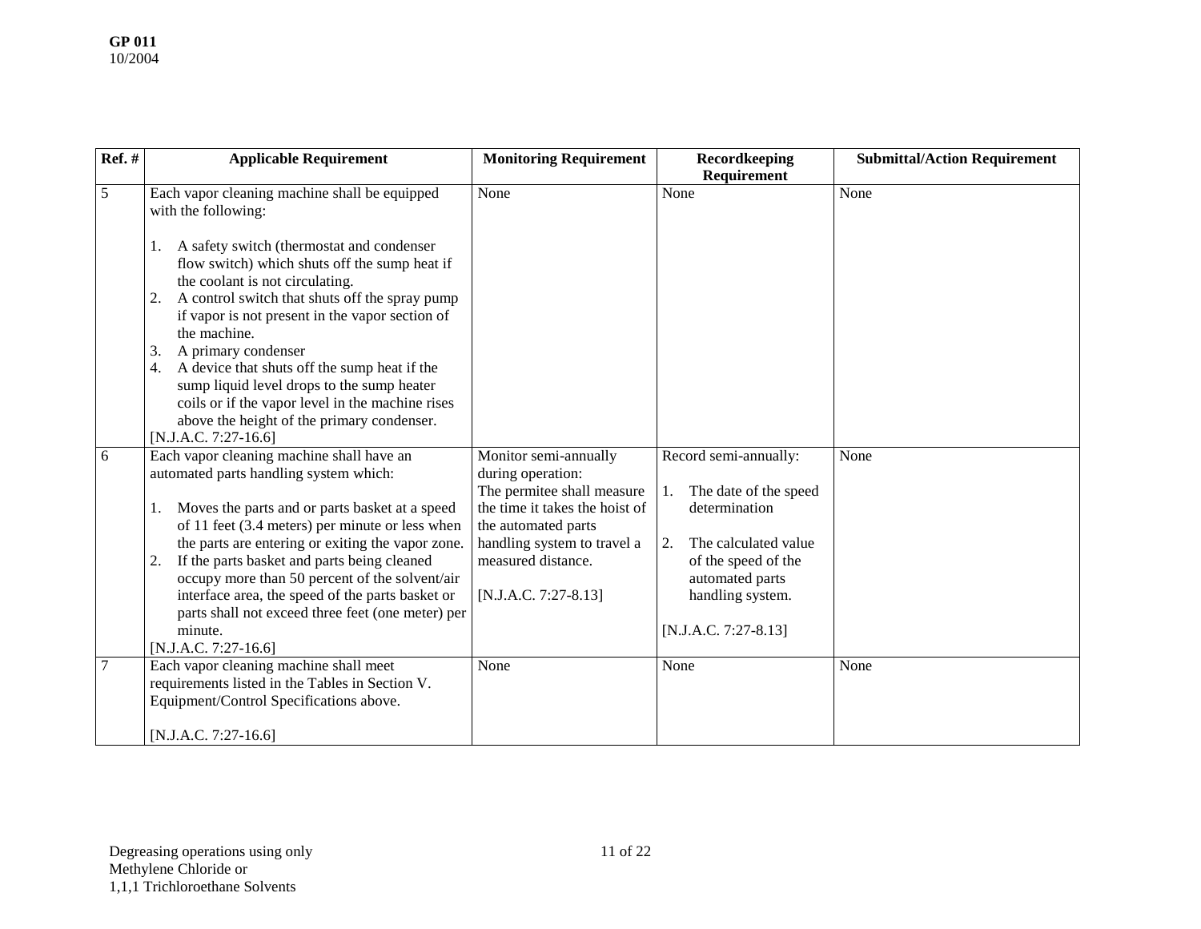| Ref. # | Applicable Requirement | Monitoring Requirement | Recordkeeping Requirement | Submittal/Action Requirement |
|---|---|---|---|---|
| 5 | Each vapor cleaning machine shall be equipped with the following:<br><br>1. A safety switch (thermostat and condenser flow switch) which shuts off the sump heat if the coolant is not circulating.<br>2. A control switch that shuts off the spray pump if vapor is not present in the vapor section of the machine.<br>3. A primary condenser<br>4. A device that shuts off the sump heat if the sump liquid level drops to the sump heater coils or if the vapor level in the machine rises above the height of the primary condenser.<br>[N.J.A.C. 7:27-16.6] | None | None | None |
| 6 | Each vapor cleaning machine shall have an automated parts handling system which:<br><br>1. Moves the parts and or parts basket at a speed of 11 feet (3.4 meters) per minute or less when the parts are entering or exiting the vapor zone.<br>2. If the parts basket and parts being cleaned occupy more than 50 percent of the solvent/air interface area, the speed of the parts basket or parts shall not exceed three feet (one meter) per minute.<br>[N.J.A.C. 7:27-16.6] | Monitor semi-annually during operation:<br>The permitee shall measure the time it takes the hoist of the automated parts handling system to travel a measured distance.<br><br>[N.J.A.C. 7:27-8.13] | Record semi-annually:<br><br>1. The date of the speed determination<br><br>2. The calculated value of the speed of the automated parts handling system.<br><br>[N.J.A.C. 7:27-8.13] | None |
| 7 | Each vapor cleaning machine shall meet requirements listed in the Tables in Section V. Equipment/Control Specifications above.<br><br>[N.J.A.C. 7:27-16.6] | None | None | None |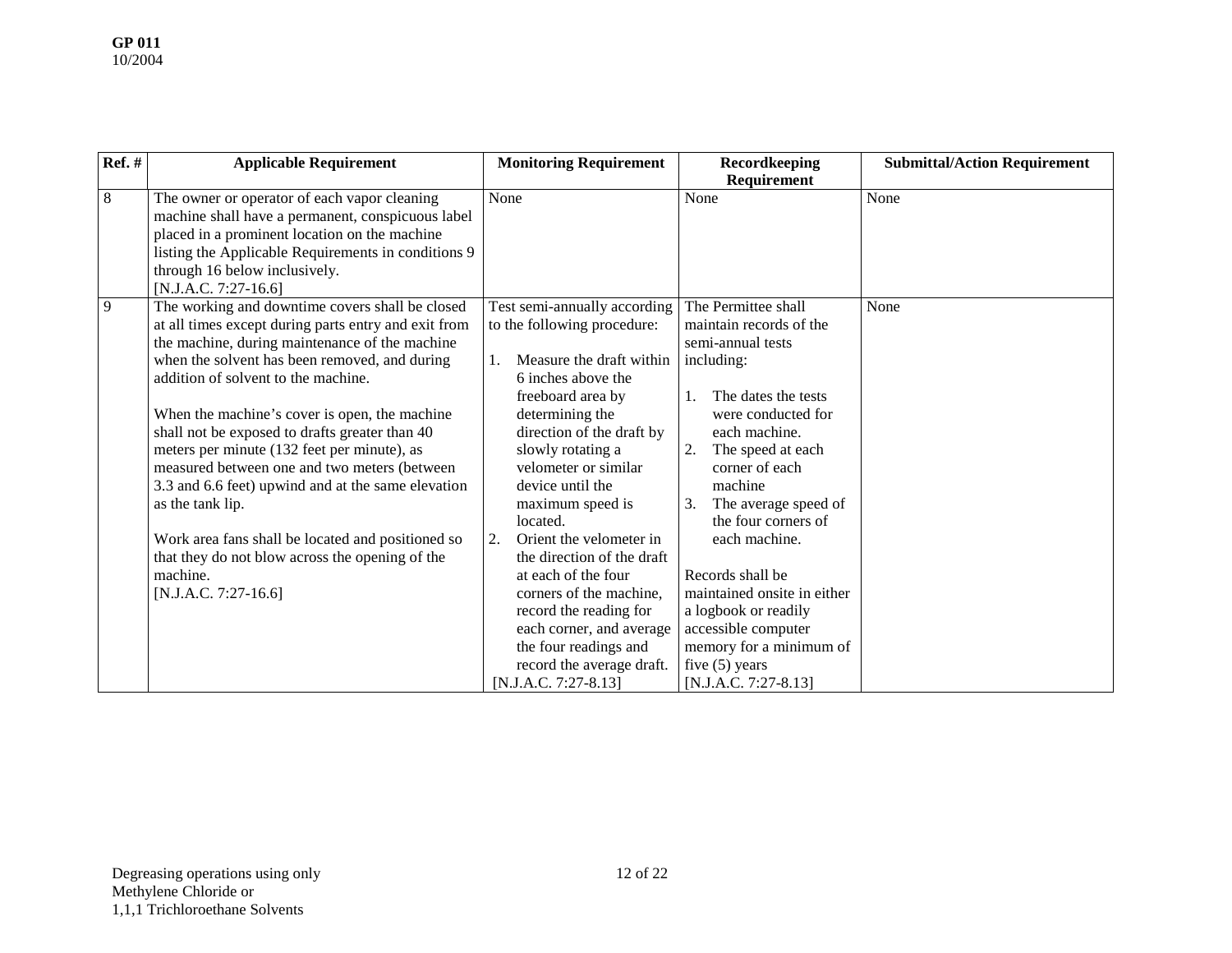| Ref. # | Applicable Requirement | Monitoring Requirement | Recordkeeping Requirement | Submittal/Action Requirement |
|---|---|---|---|---|
| 8 | The owner or operator of each vapor cleaning machine shall have a permanent, conspicuous label placed in a prominent location on the machine listing the Applicable Requirements in conditions 9 through 16 below inclusively. [N.J.A.C. 7:27-16.6] | None | None | None |
| 9 | The working and downtime covers shall be closed at all times except during parts entry and exit from the machine, during maintenance of the machine when the solvent has been removed, and during addition of solvent to the machine.<br><br>When the machine's cover is open, the machine shall not be exposed to drafts greater than 40 meters per minute (132 feet per minute), as measured between one and two meters (between 3.3 and 6.6 feet) upwind and at the same elevation as the tank lip.<br><br>Work area fans shall be located and positioned so that they do not blow across the opening of the machine. [N.J.A.C. 7:27-16.6] | Test semi-annually according to the following procedure:<br><br>1. Measure the draft within 6 inches above the freeboard area by determining the direction of the draft by slowly rotating a velometer or similar device until the maximum speed is located.<br>2. Orient the velometer in the direction of the draft at each of the four corners of the machine, record the reading for each corner, and average the four readings and record the average draft.<br>[N.J.A.C. 7:27-8.13] | The Permittee shall maintain records of the semi-annual tests including:<br><br>1. The dates the tests were conducted for each machine.<br>2. The speed at each corner of each machine<br>3. The average speed of the four corners of each machine.<br><br>Records shall be maintained onsite in either a logbook or readily accessible computer memory for a minimum of five (5) years [N.J.A.C. 7:27-8.13] | None |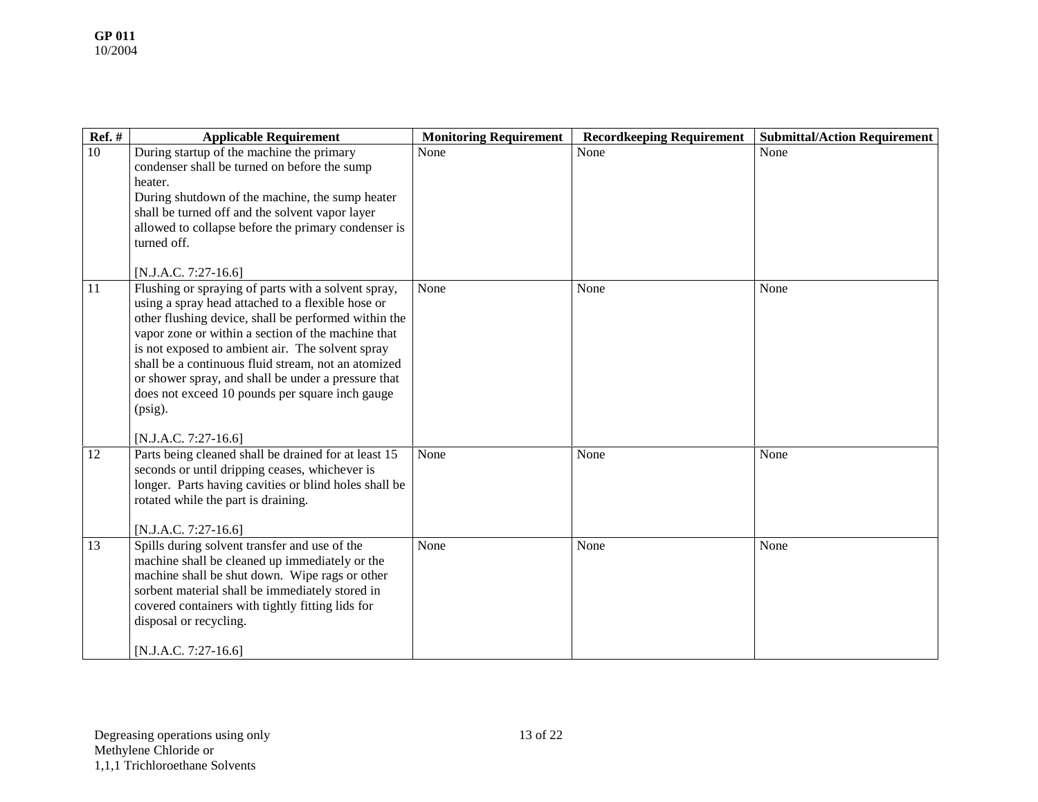| Ref. # | Applicable Requirement | Monitoring Requirement | Recordkeeping Requirement | Submittal/Action Requirement |
|---|---|---|---|---|
| 10 | During startup of the machine the primary condenser shall be turned on before the sump heater.<br>During shutdown of the machine, the sump heater shall be turned off and the solvent vapor layer allowed to collapse before the primary condenser is turned off.<br><br>[N.J.A.C. 7:27-16.6] | None | None | None |
| 11 | Flushing or spraying of parts with a solvent spray, using a spray head attached to a flexible hose or other flushing device, shall be performed within the vapor zone or within a section of the machine that is not exposed to ambient air. The solvent spray shall be a continuous fluid stream, not an atomized or shower spray, and shall be under a pressure that does not exceed 10 pounds per square inch gauge (psig).<br><br>[N.J.A.C. 7:27-16.6] | None | None | None |
| 12 | Parts being cleaned shall be drained for at least 15 seconds or until dripping ceases, whichever is longer. Parts having cavities or blind holes shall be rotated while the part is draining.<br><br>[N.J.A.C. 7:27-16.6] | None | None | None |
| 13 | Spills during solvent transfer and use of the machine shall be cleaned up immediately or the machine shall be shut down. Wipe rags or other sorbent material shall be immediately stored in covered containers with tightly fitting lids for disposal or recycling.<br><br>[N.J.A.C. 7:27-16.6] | None | None | None |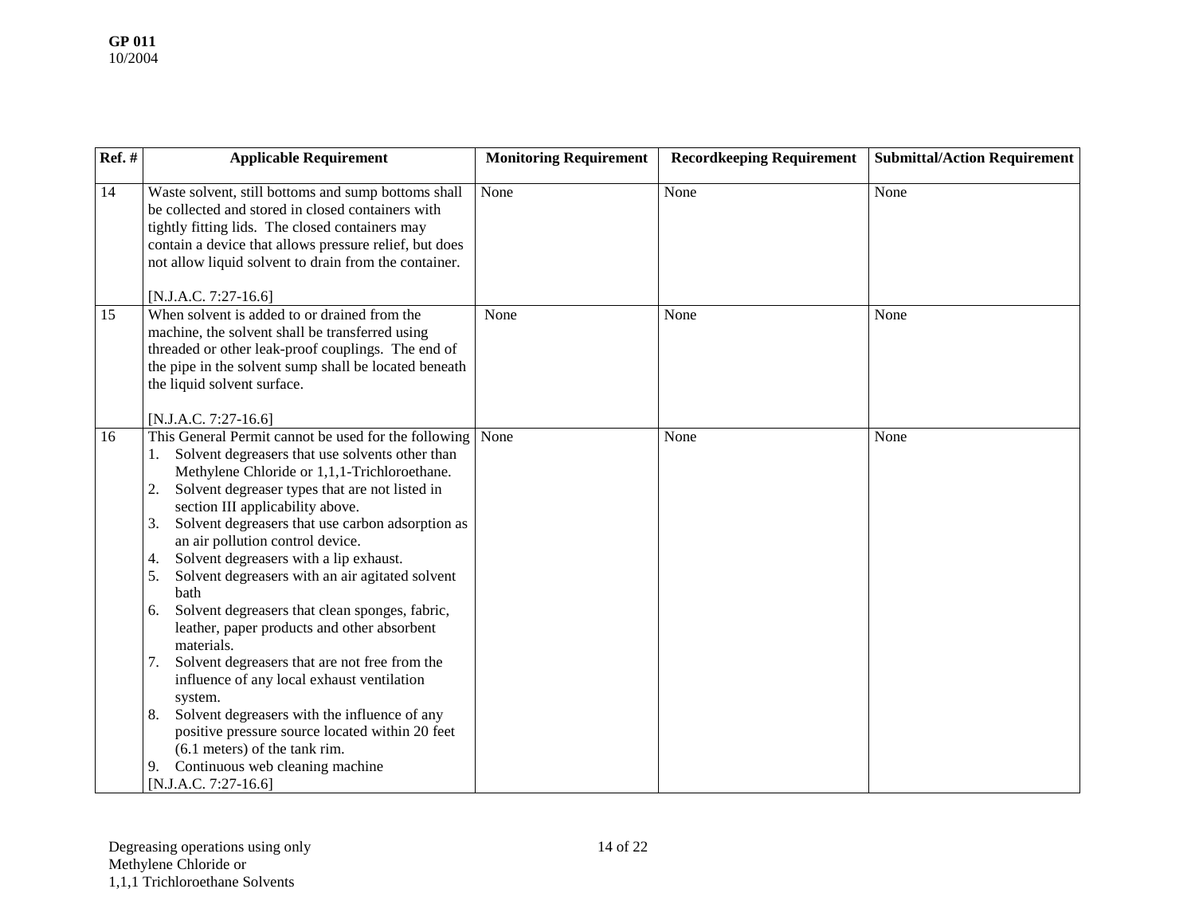| Ref. # | Applicable Requirement | Monitoring Requirement | Recordkeeping Requirement | Submittal/Action Requirement |
|---|---|---|---|---|
| 14 | Waste solvent, still bottoms and sump bottoms shall be collected and stored in closed containers with tightly fitting lids. The closed containers may contain a device that allows pressure relief, but does not allow liquid solvent to drain from the container.<br><br>[N.J.A.C. 7:27-16.6] | None | None | None |
| 15 | When solvent is added to or drained from the machine, the solvent shall be transferred using threaded or other leak-proof couplings. The end of the pipe in the solvent sump shall be located beneath the liquid solvent surface.<br><br>[N.J.A.C. 7:27-16.6] | None | None | None |
| 16 | This General Permit cannot be used for the following<br>1. Solvent degreasers that use solvents other than Methylene Chloride or 1,1,1-Trichloroethane.<br>2. Solvent degreaser types that are not listed in section III applicability above.<br>3. Solvent degreasers that use carbon adsorption as an air pollution control device.<br>4. Solvent degreasers with a lip exhaust.<br>5. Solvent degreasers with an air agitated solvent bath<br>6. Solvent degreasers that clean sponges, fabric, leather, paper products and other absorbent materials.<br>7. Solvent degreasers that are not free from the influence of any local exhaust ventilation system.<br>8. Solvent degreasers with the influence of any positive pressure source located within 20 feet (6.1 meters) of the tank rim.<br>9. Continuous web cleaning machine<br>[N.J.A.C. 7:27-16.6] | None | None | None |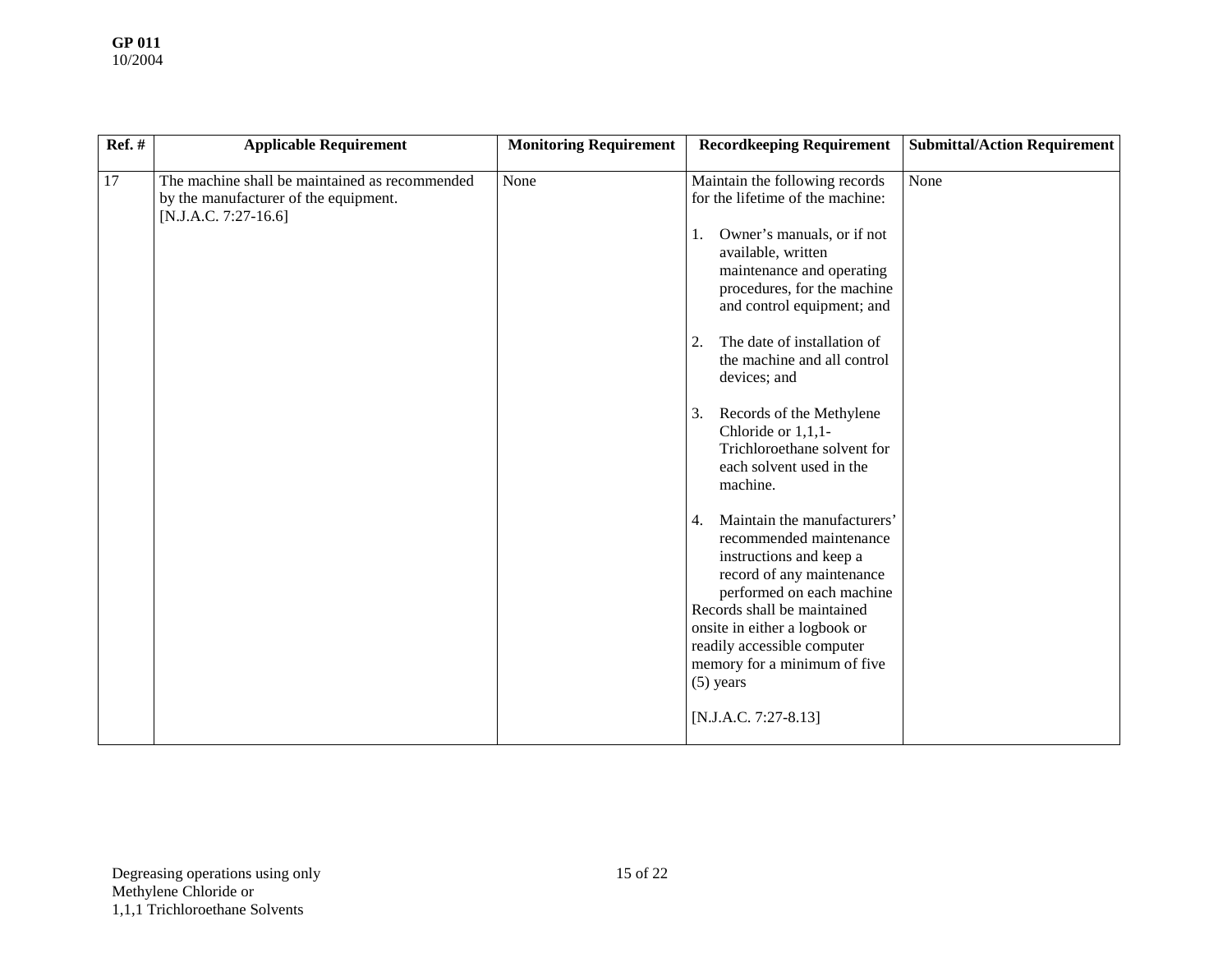| Ref. # | Applicable Requirement | Monitoring Requirement | Recordkeeping Requirement | Submittal/Action Requirement |
|---|---|---|---|---|
| 17 | The machine shall be maintained as recommended by the manufacturer of the equipment. [N.J.A.C. 7:27-16.6] | None | Maintain the following records for the lifetime of the machine:<br><br>1. Owner's manuals, or if not available, written maintenance and operating procedures, for the machine and control equipment; and<br><br>2. The date of installation of the machine and all control devices; and<br><br>3. Records of the Methylene Chloride or 1,1,1-Trichloroethane solvent for each solvent used in the machine.<br><br>4. Maintain the manufacturers' recommended maintenance instructions and keep a record of any maintenance performed on each machine<br>Records shall be maintained onsite in either a logbook or readily accessible computer memory for a minimum of five (5) years<br><br>[N.J.A.C. 7:27-8.13] | None |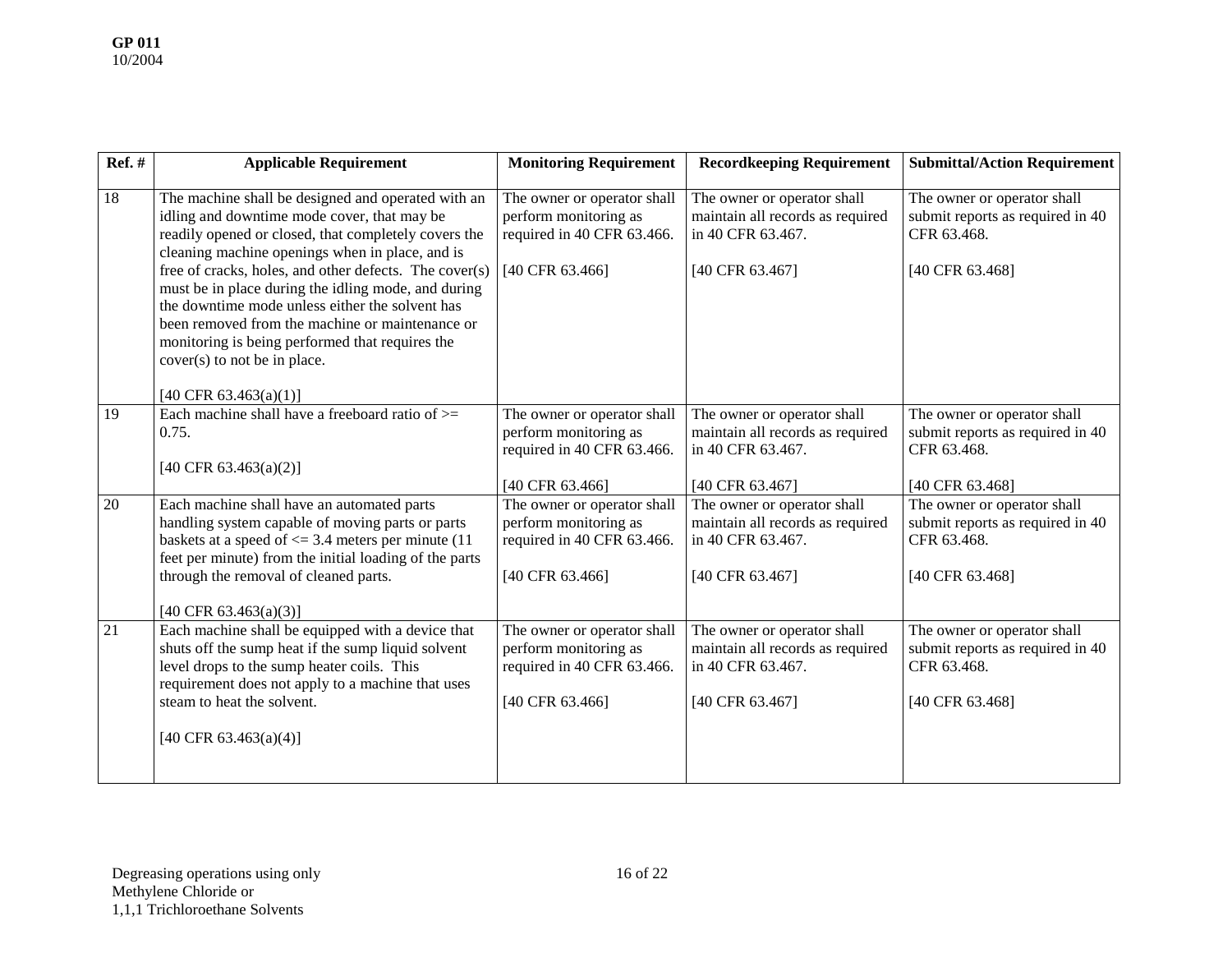| Ref. # | Applicable Requirement | Monitoring Requirement | Recordkeeping Requirement | Submittal/Action Requirement |
|---|---|---|---|---|
| 18 | The machine shall be designed and operated with an idling and downtime mode cover, that may be readily opened or closed, that completely covers the cleaning machine openings when in place, and is free of cracks, holes, and other defects. The cover(s) must be in place during the idling mode, and during the downtime mode unless either the solvent has been removed from the machine or maintenance or monitoring is being performed that requires the cover(s) to not be in place.<br><br>[40 CFR 63.463(a)(1)] | The owner or operator shall perform monitoring as required in 40 CFR 63.466.<br><br>[40 CFR 63.466] | The owner or operator shall maintain all records as required in 40 CFR 63.467.<br><br>[40 CFR 63.467] | The owner or operator shall submit reports as required in 40 CFR 63.468.<br><br>[40 CFR 63.468] |
| 19 | Each machine shall have a freeboard ratio of >= 0.75.<br><br>[40 CFR 63.463(a)(2)] | The owner or operator shall perform monitoring as required in 40 CFR 63.466.<br><br>[40 CFR 63.466] | The owner or operator shall maintain all records as required in 40 CFR 63.467.<br><br>[40 CFR 63.467] | The owner or operator shall submit reports as required in 40 CFR 63.468.<br><br>[40 CFR 63.468] |
| 20 | Each machine shall have an automated parts handling system capable of moving parts or parts baskets at a speed of <= 3.4 meters per minute (11 feet per minute) from the initial loading of the parts through the removal of cleaned parts.<br><br>[40 CFR 63.463(a)(3)] | The owner or operator shall perform monitoring as required in 40 CFR 63.466.<br><br>[40 CFR 63.466] | The owner or operator shall maintain all records as required in 40 CFR 63.467.<br><br>[40 CFR 63.467] | The owner or operator shall submit reports as required in 40 CFR 63.468.<br><br>[40 CFR 63.468] |
| 21 | Each machine shall be equipped with a device that shuts off the sump heat if the sump liquid solvent level drops to the sump heater coils. This requirement does not apply to a machine that uses steam to heat the solvent.<br><br>[40 CFR 63.463(a)(4)] | The owner or operator shall perform monitoring as required in 40 CFR 63.466.<br><br>[40 CFR 63.466] | The owner or operator shall maintain all records as required in 40 CFR 63.467.<br><br>[40 CFR 63.467] | The owner or operator shall submit reports as required in 40 CFR 63.468.<br><br>[40 CFR 63.468] |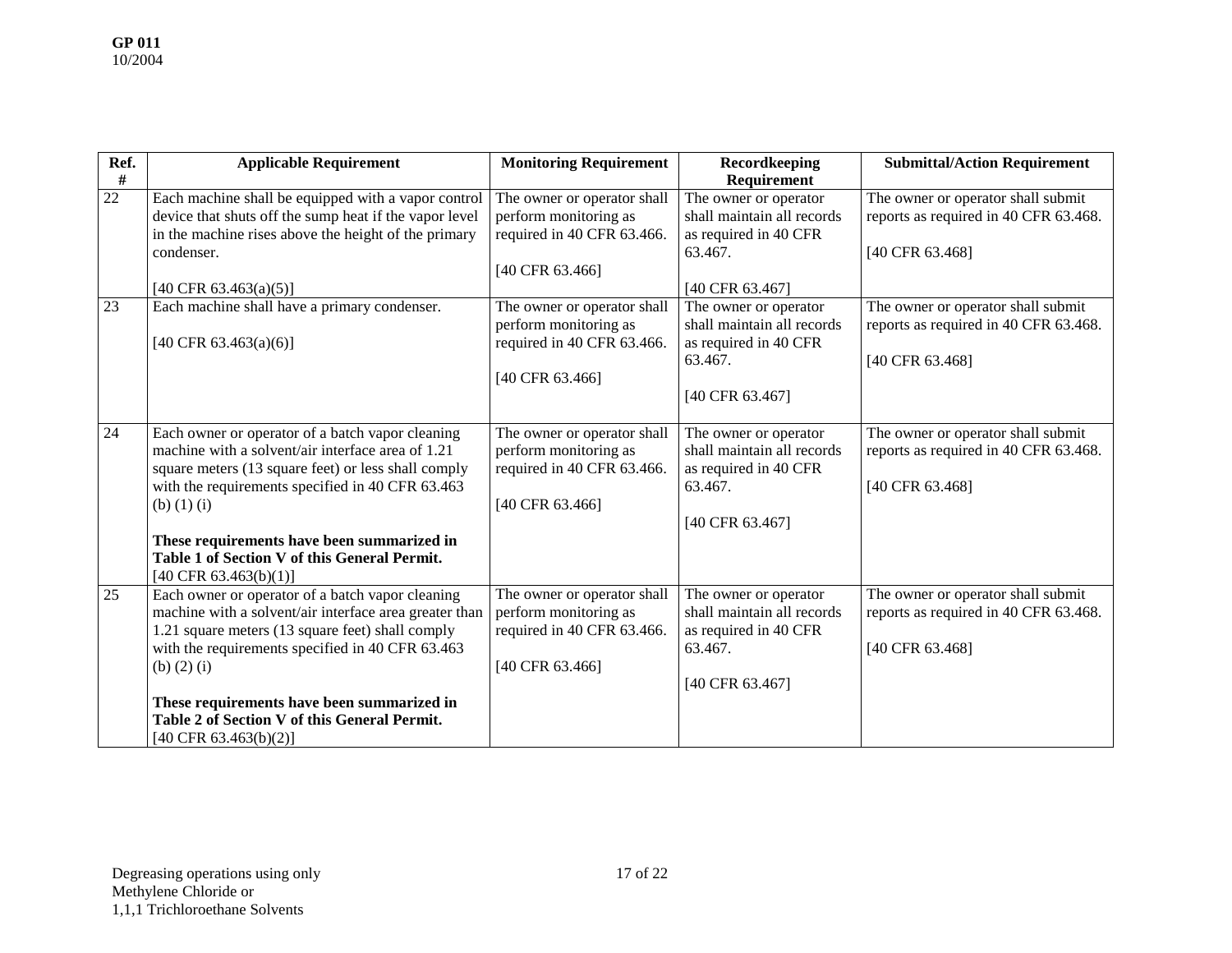| Ref. # | Applicable Requirement | Monitoring Requirement | Recordkeeping Requirement | Submittal/Action Requirement |
|---|---|---|---|---|
| 22 | Each machine shall be equipped with a vapor control device that shuts off the sump heat if the vapor level in the machine rises above the height of the primary condenser.<br><br>[40 CFR 63.463(a)(5)] | The owner or operator shall perform monitoring as required in 40 CFR 63.466.<br><br>[40 CFR 63.466] | The owner or operator shall maintain all records as required in 40 CFR 63.467.<br><br>[40 CFR 63.467] | The owner or operator shall submit reports as required in 40 CFR 63.468.<br><br>[40 CFR 63.468] |
| 23 | Each machine shall have a primary condenser.<br><br>[40 CFR 63.463(a)(6)] | The owner or operator shall perform monitoring as required in 40 CFR 63.466.<br><br>[40 CFR 63.466] | The owner or operator shall maintain all records as required in 40 CFR 63.467.<br><br>[40 CFR 63.467] | The owner or operator shall submit reports as required in 40 CFR 63.468.<br><br>[40 CFR 63.468] |
| 24 | Each owner or operator of a batch vapor cleaning machine with a solvent/air interface area of 1.21 square meters (13 square feet) or less shall comply with the requirements specified in 40 CFR 63.463 (b) (1) (i)<br><br>**These requirements have been summarized in Table 1 of Section V of this General Permit.**<br>[40 CFR 63.463(b)(1)] | The owner or operator shall perform monitoring as required in 40 CFR 63.466.<br><br>[40 CFR 63.466] | The owner or operator shall maintain all records as required in 40 CFR 63.467.<br><br>[40 CFR 63.467] | The owner or operator shall submit reports as required in 40 CFR 63.468.<br><br>[40 CFR 63.468] |
| 25 | Each owner or operator of a batch vapor cleaning machine with a solvent/air interface area greater than 1.21 square meters (13 square feet) shall comply with the requirements specified in 40 CFR 63.463 (b) (2) (i)<br><br>**These requirements have been summarized in Table 2 of Section V of this General Permit.**<br>[40 CFR 63.463(b)(2)] | The owner or operator shall perform monitoring as required in 40 CFR 63.466.<br><br>[40 CFR 63.466] | The owner or operator shall maintain all records as required in 40 CFR 63.467.<br><br>[40 CFR 63.467] | The owner or operator shall submit reports as required in 40 CFR 63.468.<br><br>[40 CFR 63.468] |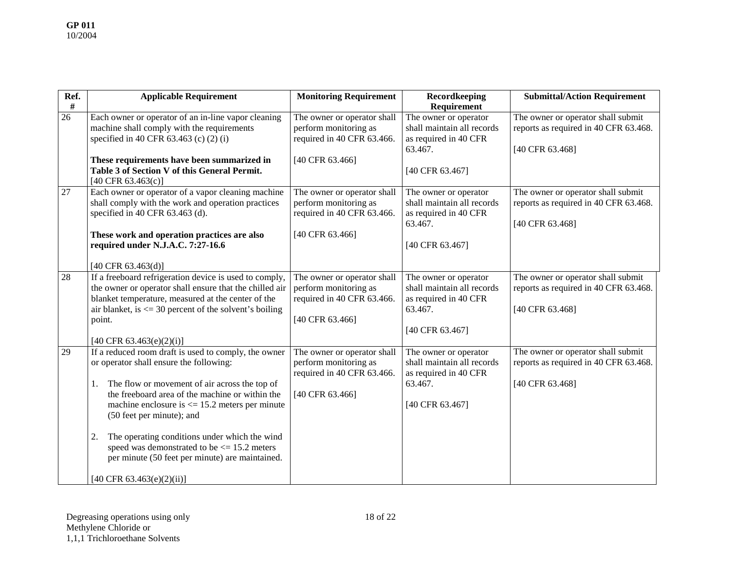| Ref. # | Applicable Requirement | Monitoring Requirement | Recordkeeping Requirement | Submittal/Action Requirement |
|---|---|---|---|---|
| 26 | Each owner or operator of an in-line vapor cleaning machine shall comply with the requirements specified in 40 CFR 63.463 (c) (2) (i)<br><br>**These requirements have been summarized in Table 3 of Section V of this General Permit.**<br>[40 CFR 63.463(c)] | The owner or operator shall perform monitoring as required in 40 CFR 63.466.<br><br>[40 CFR 63.466] | The owner or operator shall maintain all records as required in 40 CFR 63.467.<br><br>[40 CFR 63.467] | The owner or operator shall submit reports as required in 40 CFR 63.468.<br><br>[40 CFR 63.468] |
| 27 | Each owner or operator of a vapor cleaning machine shall comply with the work and operation practices specified in 40 CFR 63.463 (d).<br><br>**These work and operation practices are also required under N.J.A.C. 7:27-16.6**<br><br>[40 CFR 63.463(d)] | The owner or operator shall perform monitoring as required in 40 CFR 63.466.<br><br>[40 CFR 63.466] | The owner or operator shall maintain all records as required in 40 CFR 63.467.<br><br>[40 CFR 63.467] | The owner or operator shall submit reports as required in 40 CFR 63.468.<br><br>[40 CFR 63.468] |
| 28 | If a freeboard refrigeration device is used to comply, the owner or operator shall ensure that the chilled air blanket temperature, measured at the center of the air blanket, is <= 30 percent of the solvent's boiling point.<br><br>[40 CFR 63.463(e)(2)(i)] | The owner or operator shall perform monitoring as required in 40 CFR 63.466.<br><br>[40 CFR 63.466] | The owner or operator shall maintain all records as required in 40 CFR 63.467.<br><br>[40 CFR 63.467] | The owner or operator shall submit reports as required in 40 CFR 63.468.<br><br>[40 CFR 63.468] |
| 29 | If a reduced room draft is used to comply, the owner or operator shall ensure the following:<br><br>1. The flow or movement of air across the top of the freeboard area of the machine or within the machine enclosure is <= 15.2 meters per minute (50 feet per minute); and<br><br>2. The operating conditions under which the wind speed was demonstrated to be <= 15.2 meters per minute (50 feet per minute) are maintained.<br><br>[40 CFR 63.463(e)(2)(ii)] | The owner or operator shall perform monitoring as required in 40 CFR 63.466.<br><br>[40 CFR 63.466] | The owner or operator shall maintain all records as required in 40 CFR 63.467.<br><br>[40 CFR 63.467] | The owner or operator shall submit reports as required in 40 CFR 63.468.<br><br>[40 CFR 63.468] |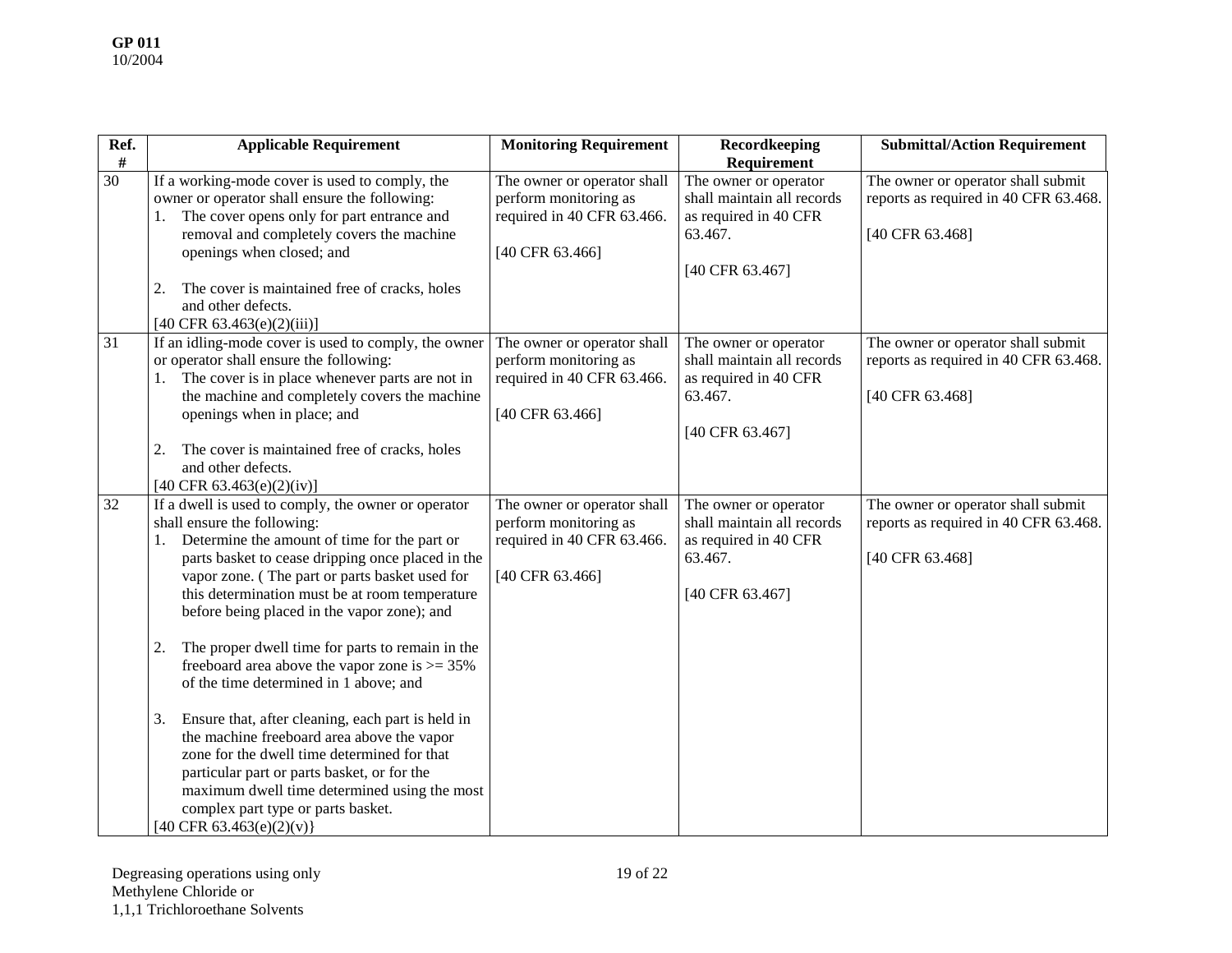| Ref. # | Applicable Requirement | Monitoring Requirement | Recordkeeping Requirement | Submittal/Action Requirement |
|---|---|---|---|---|
| 30 | If a working-mode cover is used to comply, the owner or operator shall ensure the following:<br>1. The cover opens only for part entrance and removal and completely covers the machine openings when closed; and<br><br>2. The cover is maintained free of cracks, holes and other defects.<br>[40 CFR 63.463(e)(2)(iii)] | The owner or operator shall perform monitoring as required in 40 CFR 63.466.<br><br>[40 CFR 63.466] | The owner or operator shall maintain all records as required in 40 CFR 63.467.<br><br>[40 CFR 63.467] | The owner or operator shall submit reports as required in 40 CFR 63.468.<br><br>[40 CFR 63.468] |
| 31 | If an idling-mode cover is used to comply, the owner or operator shall ensure the following:<br>1. The cover is in place whenever parts are not in the machine and completely covers the machine openings when in place; and<br><br>2. The cover is maintained free of cracks, holes and other defects.<br>[40 CFR 63.463(e)(2)(iv)] | The owner or operator shall perform monitoring as required in 40 CFR 63.466.<br><br>[40 CFR 63.466] | The owner or operator shall maintain all records as required in 40 CFR 63.467.<br><br>[40 CFR 63.467] | The owner or operator shall submit reports as required in 40 CFR 63.468.<br><br>[40 CFR 63.468] |
| 32 | If a dwell is used to comply, the owner or operator shall ensure the following:<br>1. Determine the amount of time for the part or parts basket to cease dripping once placed in the vapor zone. ( The part or parts basket used for this determination must be at room temperature before being placed in the vapor zone); and<br><br>2. The proper dwell time for parts to remain in the freeboard area above the vapor zone is >= 35% of the time determined in 1 above; and<br><br>3. Ensure that, after cleaning, each part is held in the machine freeboard area above the vapor zone for the dwell time determined for that particular part or parts basket, or for the maximum dwell time determined using the most complex part type or parts basket.<br>[40 CFR 63.463(e)(2)(v)} | The owner or operator shall perform monitoring as required in 40 CFR 63.466.<br><br>[40 CFR 63.466] | The owner or operator shall maintain all records as required in 40 CFR 63.467.<br><br>[40 CFR 63.467] | The owner or operator shall submit reports as required in 40 CFR 63.468.<br><br>[40 CFR 63.468] |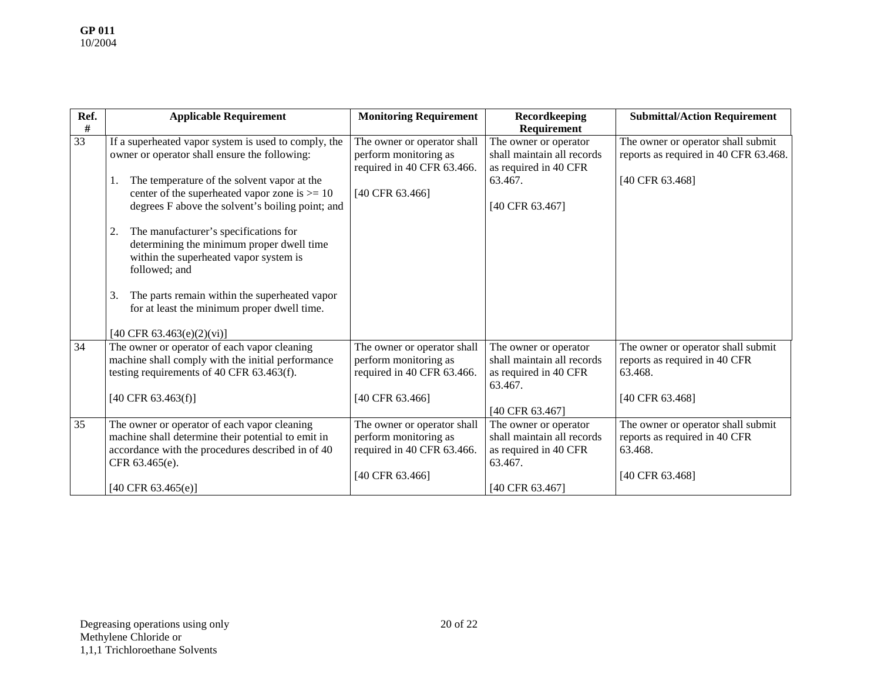| Ref. # | Applicable Requirement | Monitoring Requirement | Recordkeeping Requirement | Submittal/Action Requirement |
|---|---|---|---|---|
| 33 | If a superheated vapor system is used to comply, the owner or operator shall ensure the following:<br><br>1. The temperature of the solvent vapor at the center of the superheated vapor zone is >= 10 degrees F above the solvent's boiling point; and<br><br>2. The manufacturer's specifications for determining the minimum proper dwell time within the superheated vapor system is followed; and<br><br>3. The parts remain within the superheated vapor for at least the minimum proper dwell time.<br><br>[40 CFR 63.463(e)(2)(vi)] | The owner or operator shall perform monitoring as required in 40 CFR 63.466.<br><br>[40 CFR 63.466] | The owner or operator shall maintain all records as required in 40 CFR 63.467.<br><br>[40 CFR 63.467] | The owner or operator shall submit reports as required in 40 CFR 63.468.<br><br>[40 CFR 63.468] |
| 34 | The owner or operator of each vapor cleaning machine shall comply with the initial performance testing requirements of 40 CFR 63.463(f).<br><br>[40 CFR 63.463(f)] | The owner or operator shall perform monitoring as required in 40 CFR 63.466.<br><br>[40 CFR 63.466] | The owner or operator shall maintain all records as required in 40 CFR 63.467.<br><br>[40 CFR 63.467] | The owner or operator shall submit reports as required in 40 CFR 63.468.<br><br>[40 CFR 63.468] |
| 35 | The owner or operator of each vapor cleaning machine shall determine their potential to emit in accordance with the procedures described in of 40 CFR 63.465(e).<br><br>[40 CFR 63.465(e)] | The owner or operator shall perform monitoring as required in 40 CFR 63.466.<br><br>[40 CFR 63.466] | The owner or operator shall maintain all records as required in 40 CFR 63.467.<br><br>[40 CFR 63.467] | The owner or operator shall submit reports as required in 40 CFR 63.468.<br><br>[40 CFR 63.468] |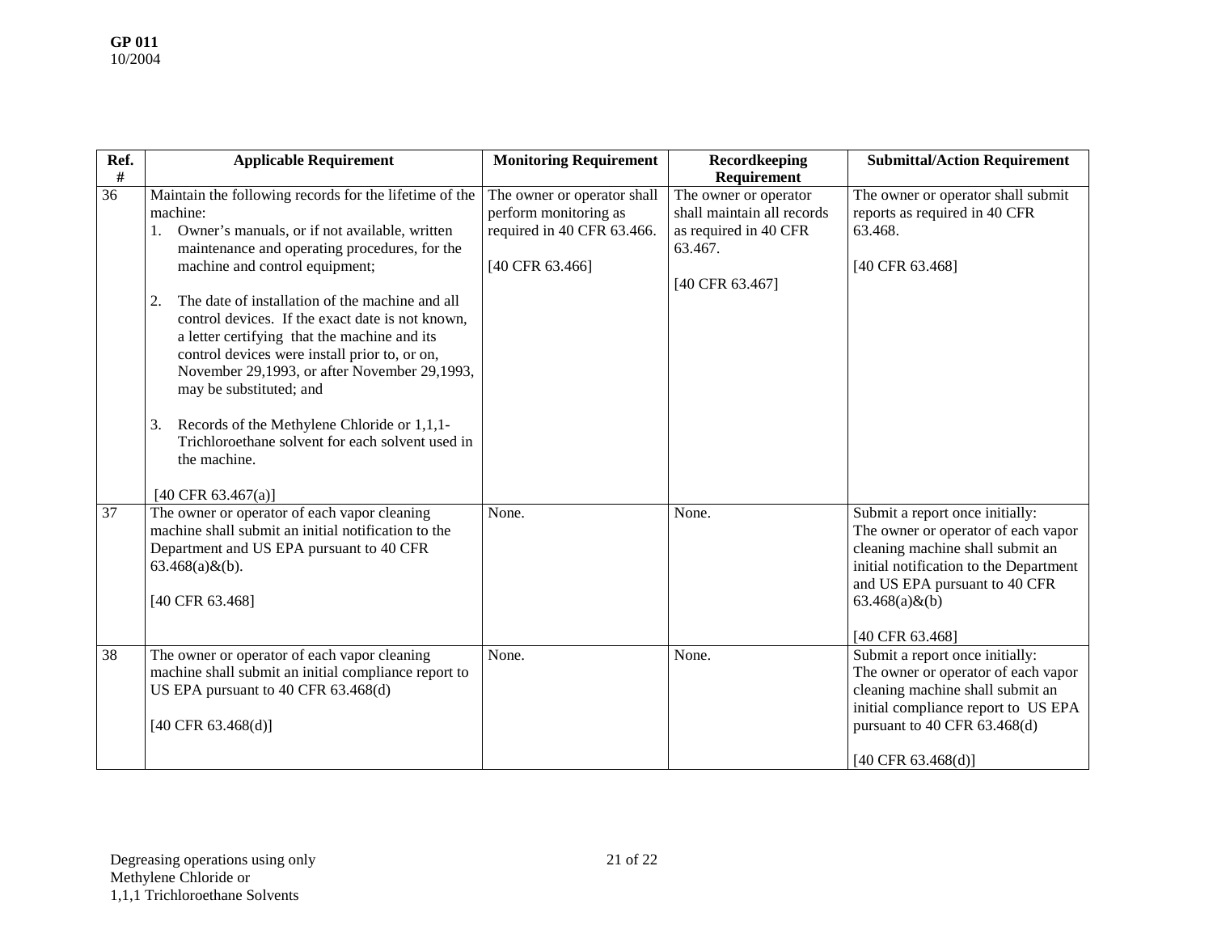| Ref. # | Applicable Requirement | Monitoring Requirement | Recordkeeping Requirement | Submittal/Action Requirement |
|---|---|---|---|---|
| 36 | Maintain the following records for the lifetime of the machine:<br>1. Owner's manuals, or if not available, written maintenance and operating procedures, for the machine and control equipment;<br><br>2. The date of installation of the machine and all control devices. If the exact date is not known, a letter certifying that the machine and its control devices were install prior to, or on, November 29,1993, or after November 29,1993, may be substituted; and<br><br>3. Records of the Methylene Chloride or 1,1,1-Trichloroethane solvent for each solvent used in the machine.<br><br>[40 CFR 63.467(a)] | The owner or operator shall perform monitoring as required in 40 CFR 63.466.<br><br>[40 CFR 63.466] | The owner or operator shall maintain all records as required in 40 CFR 63.467.<br><br>[40 CFR 63.467] | The owner or operator shall submit reports as required in 40 CFR 63.468.<br><br>[40 CFR 63.468] |
| 37 | The owner or operator of each vapor cleaning machine shall submit an initial notification to the Department and US EPA pursuant to 40 CFR 63.468(a)&(b).<br><br>[40 CFR 63.468] | None. | None. | Submit a report once initially: The owner or operator of each vapor cleaning machine shall submit an initial notification to the Department and US EPA pursuant to 40 CFR 63.468(a)&(b)<br><br>[40 CFR 63.468] |
| 38 | The owner or operator of each vapor cleaning machine shall submit an initial compliance report to US EPA pursuant to 40 CFR 63.468(d)<br><br>[40 CFR 63.468(d)] | None. | None. | Submit a report once initially: The owner or operator of each vapor cleaning machine shall submit an initial compliance report to US EPA pursuant to 40 CFR 63.468(d)<br><br>[40 CFR 63.468(d)] |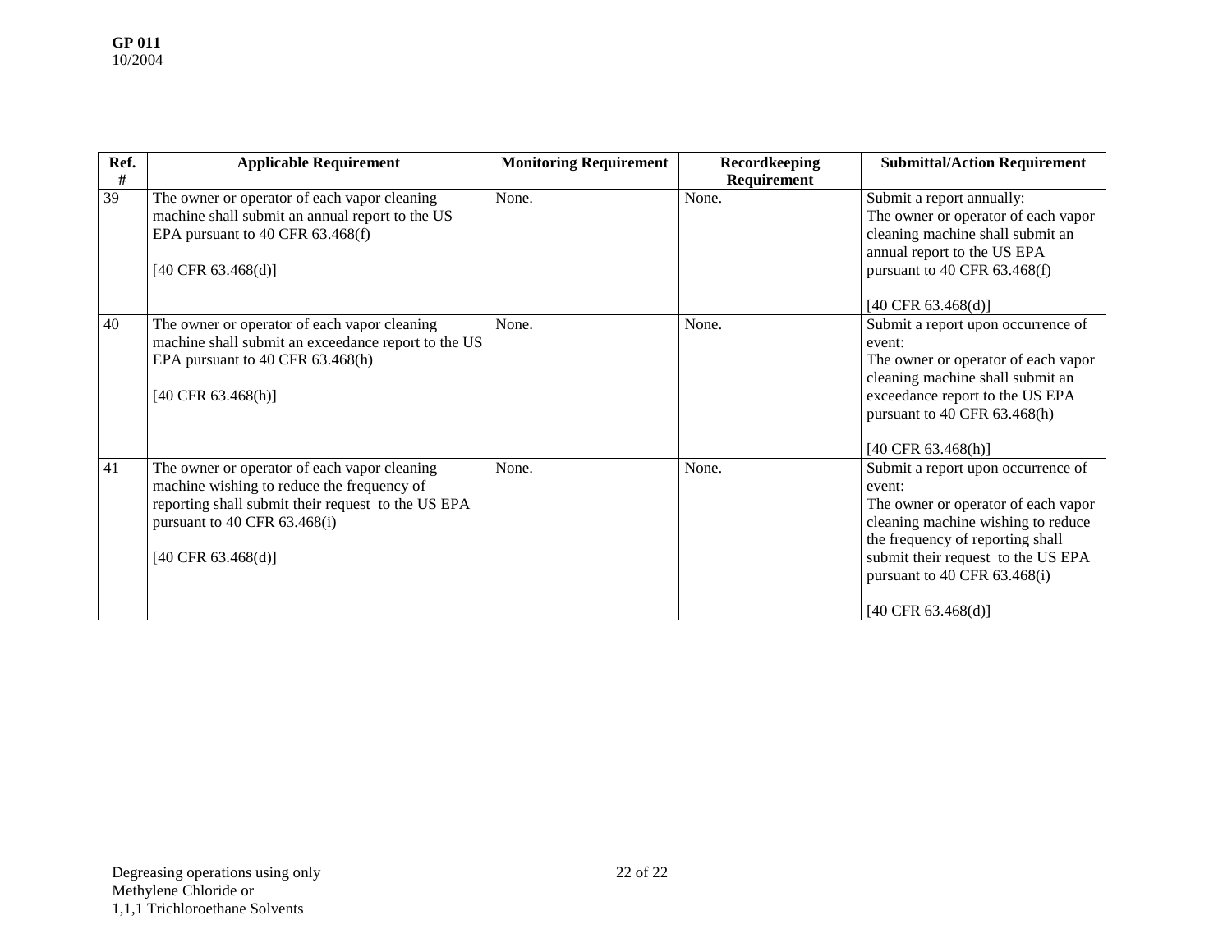| Ref. # | Applicable Requirement | Monitoring Requirement | Recordkeeping Requirement | Submittal/Action Requirement |
|---|---|---|---|---|
| 39 | The owner or operator of each vapor cleaning machine shall submit an annual report to the US EPA pursuant to 40 CFR 63.468(f)<br><br>[40 CFR 63.468(d)] | None. | None. | Submit a report annually:<br>The owner or operator of each vapor cleaning machine shall submit an annual report to the US EPA pursuant to 40 CFR 63.468(f)<br><br>[40 CFR 63.468(d)] |
| 40 | The owner or operator of each vapor cleaning machine shall submit an exceedance report to the US EPA pursuant to 40 CFR 63.468(h)<br><br>[40 CFR 63.468(h)] | None. | None. | Submit a report upon occurrence of event:<br>The owner or operator of each vapor cleaning machine shall submit an exceedance report to the US EPA pursuant to 40 CFR 63.468(h)<br><br>[40 CFR 63.468(h)] |
| 41 | The owner or operator of each vapor cleaning machine wishing to reduce the frequency of reporting shall submit their request to the US EPA pursuant to 40 CFR 63.468(i)<br><br>[40 CFR 63.468(d)] | None. | None. | Submit a report upon occurrence of event:<br>The owner or operator of each vapor cleaning machine wishing to reduce the frequency of reporting shall submit their request to the US EPA pursuant to 40 CFR 63.468(i)<br><br>[40 CFR 63.468(d)] |